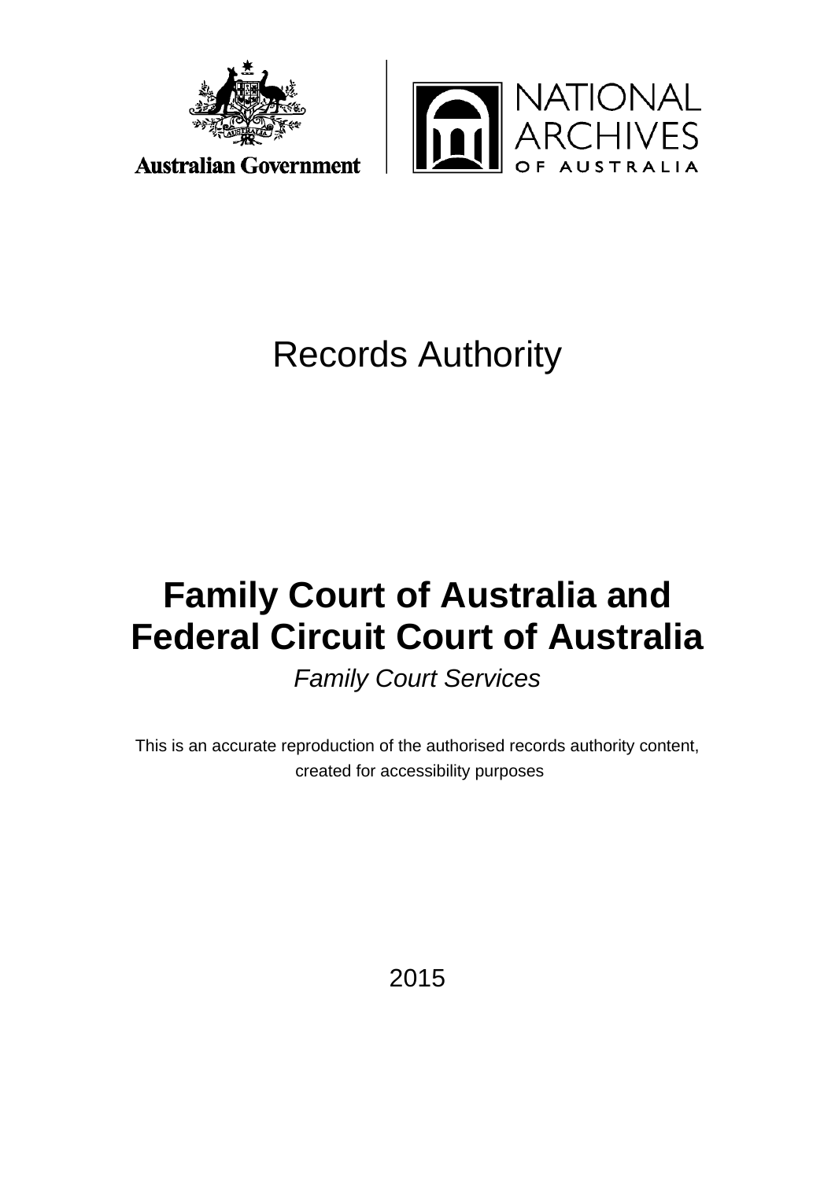Australian Government

NATIONAL ARCHIVES OF AUSTRALIA

# Records Authority

# Family Court of Australia and Federal Circuit Court of Australia

*Family Court Services*

This is an accurate reproduction of the authorised records authority content, created for accessibility purposes

2015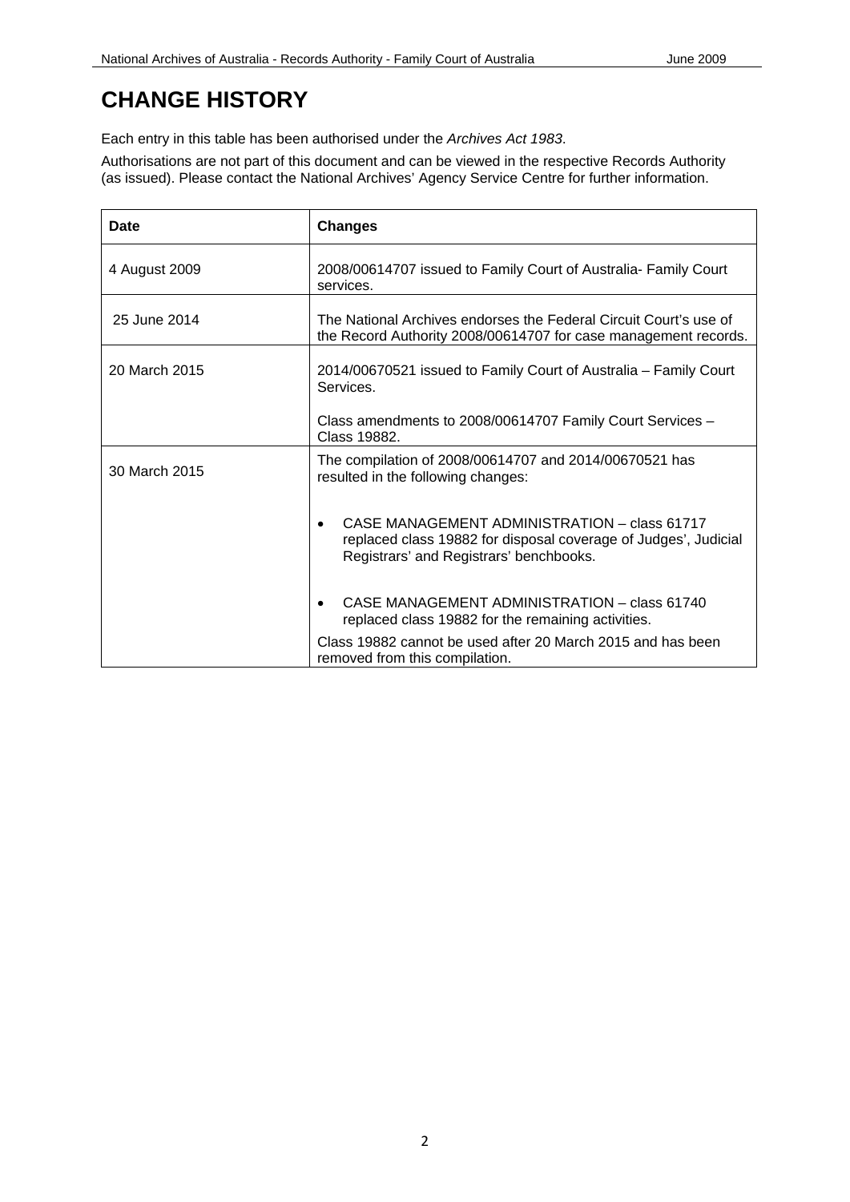# CHANGE HISTORY

Each entry in this table has been authorised under the *Archives Act 1983*.

Authorisations are not part of this document and can be viewed in the respective Records Authority (as issued). Please contact the National Archives' Agency Service Centre for further information.

| Date | Changes |
|---|---|
| 4 August 2009 | 2008/00614707 issued to Family Court of Australia- Family Court services. |
| 25 June 2014 | The National Archives endorses the Federal Circuit Court's use of the Record Authority 2008/00614707 for case management records. |
| 20 March 2015 | 2014/00670521 issued to Family Court of Australia – Family Court Services.<br><br>Class amendments to 2008/00614707 Family Court Services – Class 19882. |
| 30 March 2015 | The compilation of 2008/00614707 and 2014/00670521 has resulted in the following changes:<br><br>• CASE MANAGEMENT ADMINISTRATION – class 61717 replaced class 19882 for disposal coverage of Judges', Judicial Registrars' and Registrars' benchbooks.<br><br>• CASE MANAGEMENT ADMINISTRATION – class 61740 replaced class 19882 for the remaining activities.<br><br>Class 19882 cannot be used after 20 March 2015 and has been removed from this compilation. |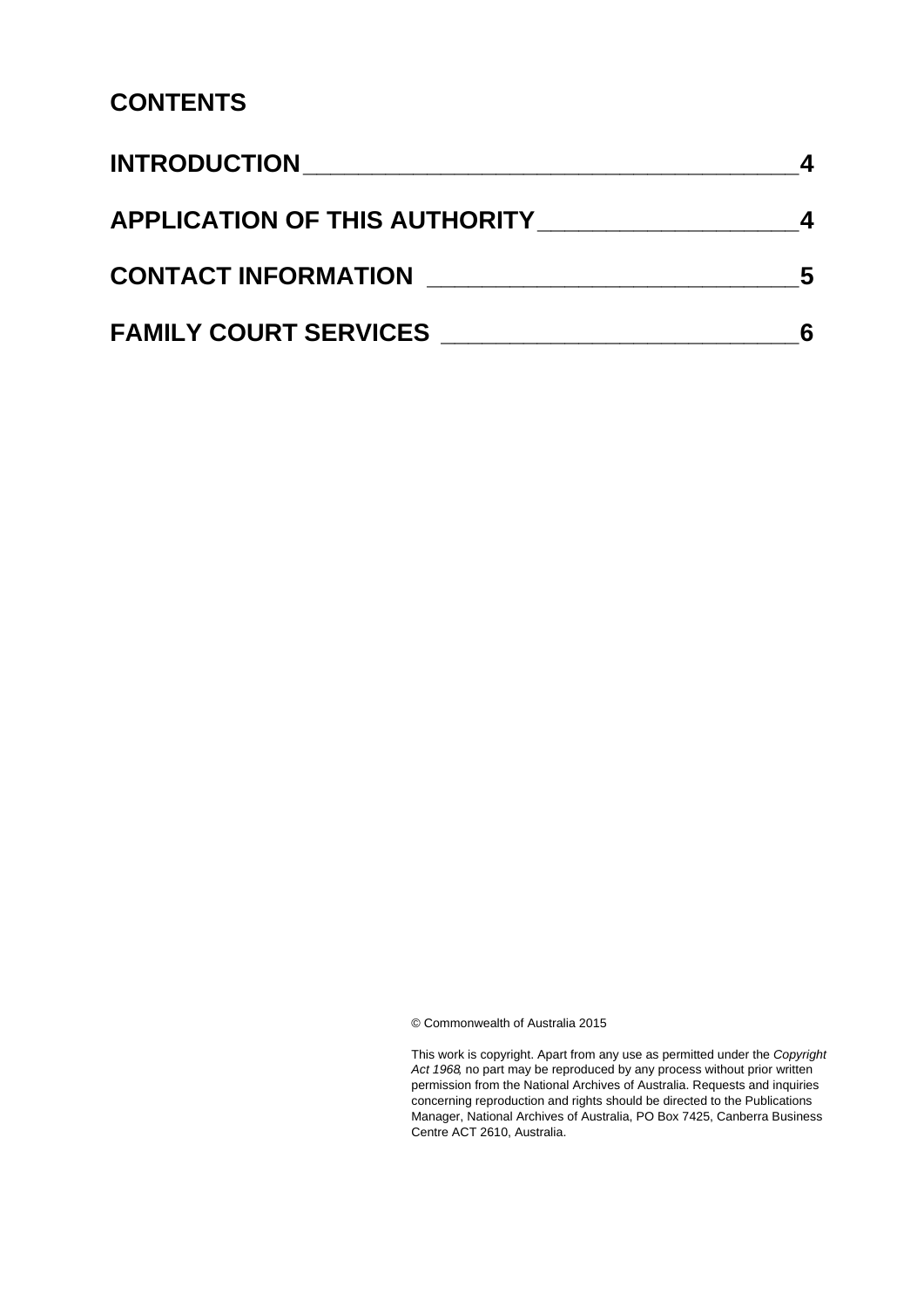# CONTENTS

**INTRODUCTION** ______________________________________ **4**

**APPLICATION OF THIS AUTHORITY** ___________________ **4**

**CONTACT INFORMATION** ___________________________ **5**

**FAMILY COURT SERVICES** __________________________ **6**

© Commonwealth of Australia 2015

This work is copyright. Apart from any use as permitted under the *Copyright Act 1968*, no part may be reproduced by any process without prior written permission from the National Archives of Australia. Requests and inquiries concerning reproduction and rights should be directed to the Publications Manager, National Archives of Australia, PO Box 7425, Canberra Business Centre ACT 2610, Australia.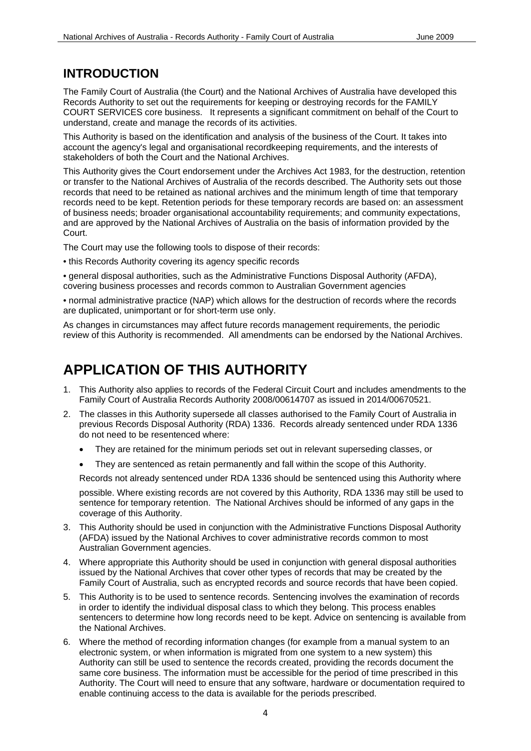## INTRODUCTION

The Family Court of Australia (the Court) and the National Archives of Australia have developed this Records Authority to set out the requirements for keeping or destroying records for the FAMILY COURT SERVICES core business. It represents a significant commitment on behalf of the Court to understand, create and manage the records of its activities.

This Authority is based on the identification and analysis of the business of the Court. It takes into account the agency's legal and organisational recordkeeping requirements, and the interests of stakeholders of both the Court and the National Archives.

This Authority gives the Court endorsement under the Archives Act 1983, for the destruction, retention or transfer to the National Archives of Australia of the records described. The Authority sets out those records that need to be retained as national archives and the minimum length of time that temporary records need to be kept. Retention periods for these temporary records are based on: an assessment of business needs; broader organisational accountability requirements; and community expectations, and are approved by the National Archives of Australia on the basis of information provided by the Court.

The Court may use the following tools to dispose of their records:

• this Records Authority covering its agency specific records

• general disposal authorities, such as the Administrative Functions Disposal Authority (AFDA), covering business processes and records common to Australian Government agencies

• normal administrative practice (NAP) which allows for the destruction of records where the records are duplicated, unimportant or for short-term use only.

As changes in circumstances may affect future records management requirements, the periodic review of this Authority is recommended. All amendments can be endorsed by the National Archives.

# APPLICATION OF THIS AUTHORITY

1. This Authority also applies to records of the Federal Circuit Court and includes amendments to the Family Court of Australia Records Authority 2008/00614707 as issued in 2014/00670521.
2. The classes in this Authority supersede all classes authorised to the Family Court of Australia in previous Records Disposal Authority (RDA) 1336. Records already sentenced under RDA 1336 do not need to be resentenced where:
   - They are retained for the minimum periods set out in relevant superseding classes, or
   - They are sentenced as retain permanently and fall within the scope of this Authority.

   Records not already sentenced under RDA 1336 should be sentenced using this Authority where possible. Where existing records are not covered by this Authority, RDA 1336 may still be used to sentence for temporary retention. The National Archives should be informed of any gaps in the coverage of this Authority.
3. This Authority should be used in conjunction with the Administrative Functions Disposal Authority (AFDA) issued by the National Archives to cover administrative records common to most Australian Government agencies.
4. Where appropriate this Authority should be used in conjunction with general disposal authorities issued by the National Archives that cover other types of records that may be created by the Family Court of Australia, such as encrypted records and source records that have been copied.
5. This Authority is to be used to sentence records. Sentencing involves the examination of records in order to identify the individual disposal class to which they belong. This process enables sentencers to determine how long records need to be kept. Advice on sentencing is available from the National Archives.
6. Where the method of recording information changes (for example from a manual system to an electronic system, or when information is migrated from one system to a new system) this Authority can still be used to sentence the records created, providing the records document the same core business. The information must be accessible for the period of time prescribed in this Authority. The Court will need to ensure that any software, hardware or documentation required to enable continuing access to the data is available for the periods prescribed.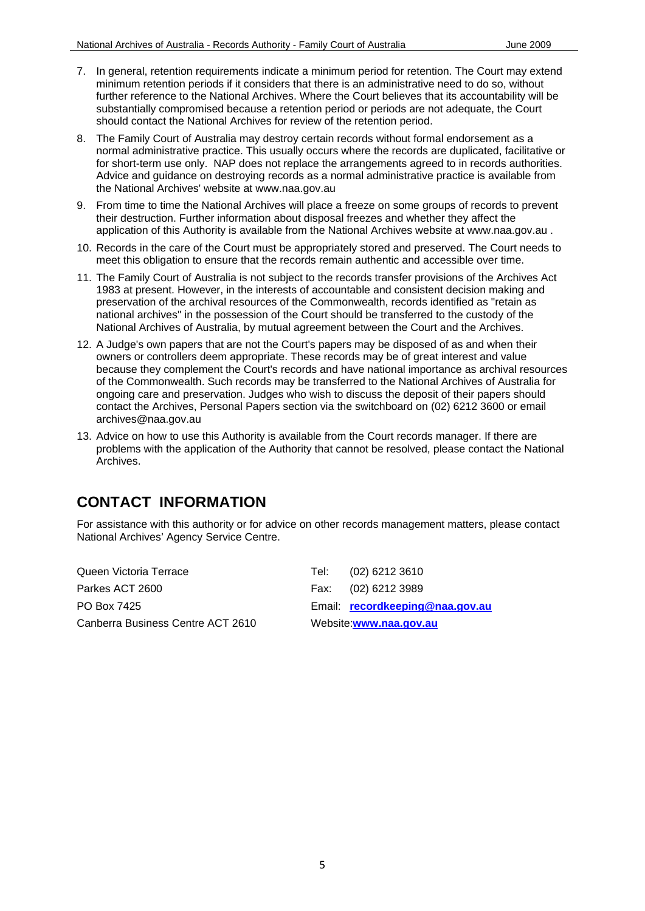7. In general, retention requirements indicate a minimum period for retention. The Court may extend minimum retention periods if it considers that there is an administrative need to do so, without further reference to the National Archives. Where the Court believes that its accountability will be substantially compromised because a retention period or periods are not adequate, the Court should contact the National Archives for review of the retention period.

8. The Family Court of Australia may destroy certain records without formal endorsement as a normal administrative practice. This usually occurs where the records are duplicated, facilitative or for short-term use only. NAP does not replace the arrangements agreed to in records authorities. Advice and guidance on destroying records as a normal administrative practice is available from the National Archives' website at www.naa.gov.au

9. From time to time the National Archives will place a freeze on some groups of records to prevent their destruction. Further information about disposal freezes and whether they affect the application of this Authority is available from the National Archives website at www.naa.gov.au .

10. Records in the care of the Court must be appropriately stored and preserved. The Court needs to meet this obligation to ensure that the records remain authentic and accessible over time.

11. The Family Court of Australia is not subject to the records transfer provisions of the Archives Act 1983 at present. However, in the interests of accountable and consistent decision making and preservation of the archival resources of the Commonwealth, records identified as "retain as national archives" in the possession of the Court should be transferred to the custody of the National Archives of Australia, by mutual agreement between the Court and the Archives.

12. A Judge's own papers that are not the Court's papers may be disposed of as and when their owners or controllers deem appropriate. These records may be of great interest and value because they complement the Court's records and have national importance as archival resources of the Commonwealth. Such records may be transferred to the National Archives of Australia for ongoing care and preservation. Judges who wish to discuss the deposit of their papers should contact the Archives, Personal Papers section via the switchboard on (02) 6212 3600 or email archives@naa.gov.au

13. Advice on how to use this Authority is available from the Court records manager. If there are problems with the application of the Authority that cannot be resolved, please contact the National Archives.

## CONTACT INFORMATION

For assistance with this authority or for advice on other records management matters, please contact National Archives' Agency Service Centre.

| | |
|---|---|
| Queen Victoria Terrace | Tel: (02) 6212 3610 |
| Parkes ACT 2600 | Fax: (02) 6212 3989 |
| PO Box 7425 | Email: **recordkeeping@naa.gov.au** |
| Canberra Business Centre ACT 2610 | Website: **www.naa.gov.au** |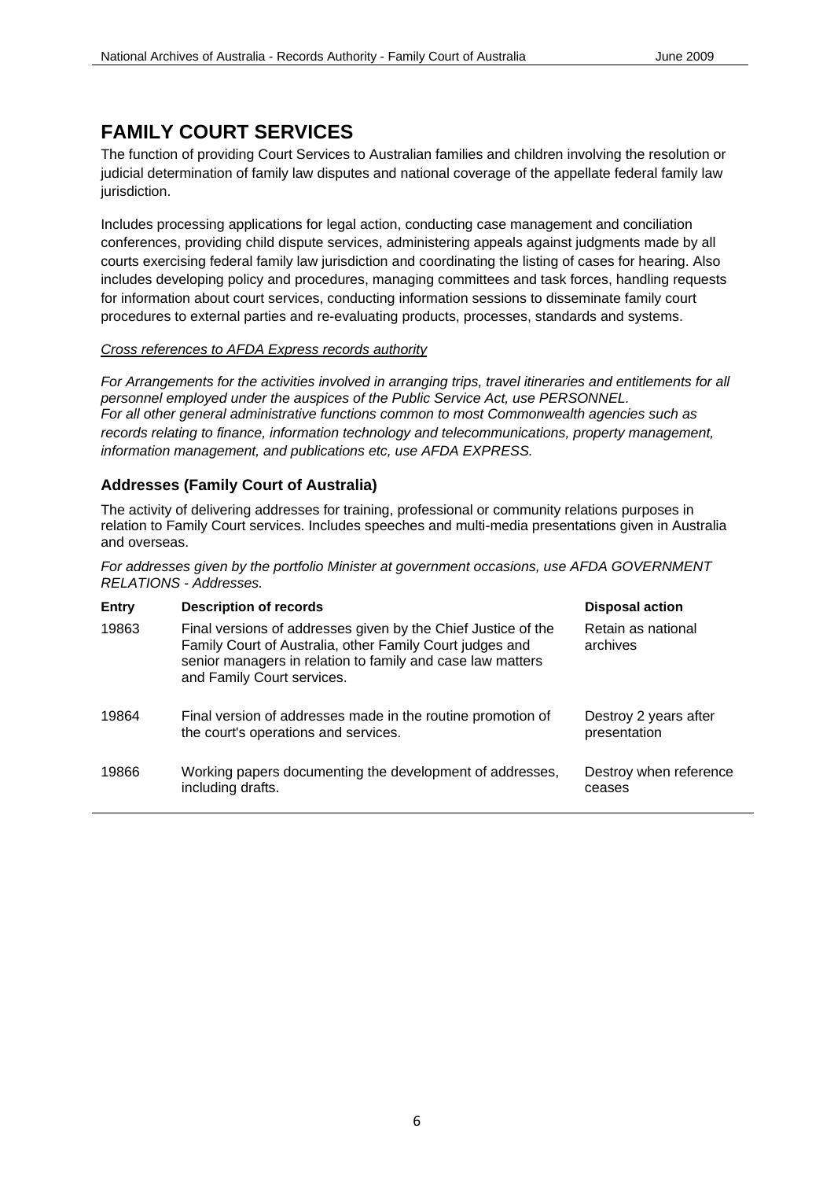# FAMILY COURT SERVICES

The function of providing Court Services to Australian families and children involving the resolution or judicial determination of family law disputes and national coverage of the appellate federal family law jurisdiction.

Includes processing applications for legal action, conducting case management and conciliation conferences, providing child dispute services, administering appeals against judgments made by all courts exercising federal family law jurisdiction and coordinating the listing of cases for hearing. Also includes developing policy and procedures, managing committees and task forces, handling requests for information about court services, conducting information sessions to disseminate family court procedures to external parties and re-evaluating products, processes, standards and systems.

*Cross references to AFDA Express records authority*

*For Arrangements for the activities involved in arranging trips, travel itineraries and entitlements for all personnel employed under the auspices of the Public Service Act, use PERSONNEL.*
*For all other general administrative functions common to most Commonwealth agencies such as records relating to finance, information technology and telecommunications, property management, information management, and publications etc, use AFDA EXPRESS.*

## Addresses (Family Court of Australia)

The activity of delivering addresses for training, professional or community relations purposes in relation to Family Court services. Includes speeches and multi-media presentations given in Australia and overseas.

*For addresses given by the portfolio Minister at government occasions, use AFDA GOVERNMENT RELATIONS - Addresses.*

| Entry | Description of records | Disposal action |
|---|---|---|
| 19863 | Final versions of addresses given by the Chief Justice of the Family Court of Australia, other Family Court judges and senior managers in relation to family and case law matters and Family Court services. | Retain as national archives |
| 19864 | Final version of addresses made in the routine promotion of the court's operations and services. | Destroy 2 years after presentation |
| 19866 | Working papers documenting the development of addresses, including drafts. | Destroy when reference ceases |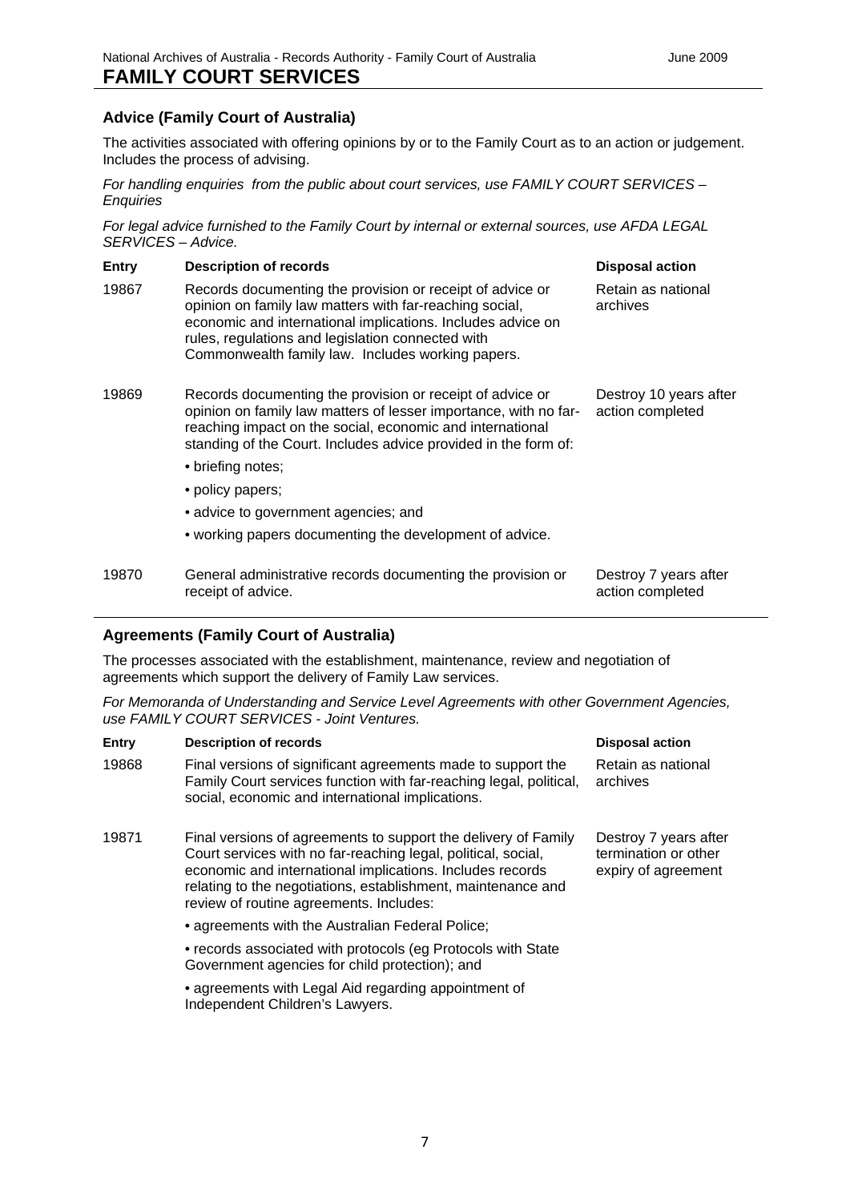# FAMILY COURT SERVICES

## Advice (Family Court of Australia)

The activities associated with offering opinions by or to the Family Court as to an action or judgement. Includes the process of advising.

*For handling enquiries from the public about court services, use FAMILY COURT SERVICES – Enquiries*

*For legal advice furnished to the Family Court by internal or external sources, use AFDA LEGAL SERVICES – Advice.*

| Entry | Description of records | Disposal action |
|---|---|---|
| 19867 | Records documenting the provision or receipt of advice or opinion on family law matters with far-reaching social, economic and international implications. Includes advice on rules, regulations and legislation connected with Commonwealth family law. Includes working papers. | Retain as national archives |
| 19869 | Records documenting the provision or receipt of advice or opinion on family law matters of lesser importance, with no far-reaching impact on the social, economic and international standing of the Court. Includes advice provided in the form of:<br>• briefing notes;<br>• policy papers;<br>• advice to government agencies; and<br>• working papers documenting the development of advice. | Destroy 10 years after action completed |
| 19870 | General administrative records documenting the provision or receipt of advice. | Destroy 7 years after action completed |

## Agreements (Family Court of Australia)

The processes associated with the establishment, maintenance, review and negotiation of agreements which support the delivery of Family Law services.

*For Memoranda of Understanding and Service Level Agreements with other Government Agencies, use FAMILY COURT SERVICES - Joint Ventures.*

| Entry | Description of records | Disposal action |
|---|---|---|
| 19868 | Final versions of significant agreements made to support the Family Court services function with far-reaching legal, political, social, economic and international implications. | Retain as national archives |
| 19871 | Final versions of agreements to support the delivery of Family Court services with no far-reaching legal, political, social, economic and international implications. Includes records relating to the negotiations, establishment, maintenance and review of routine agreements. Includes:<br>• agreements with the Australian Federal Police;<br>• records associated with protocols (eg Protocols with State Government agencies for child protection); and<br>• agreements with Legal Aid regarding appointment of Independent Children's Lawyers. | Destroy 7 years after termination or other expiry of agreement |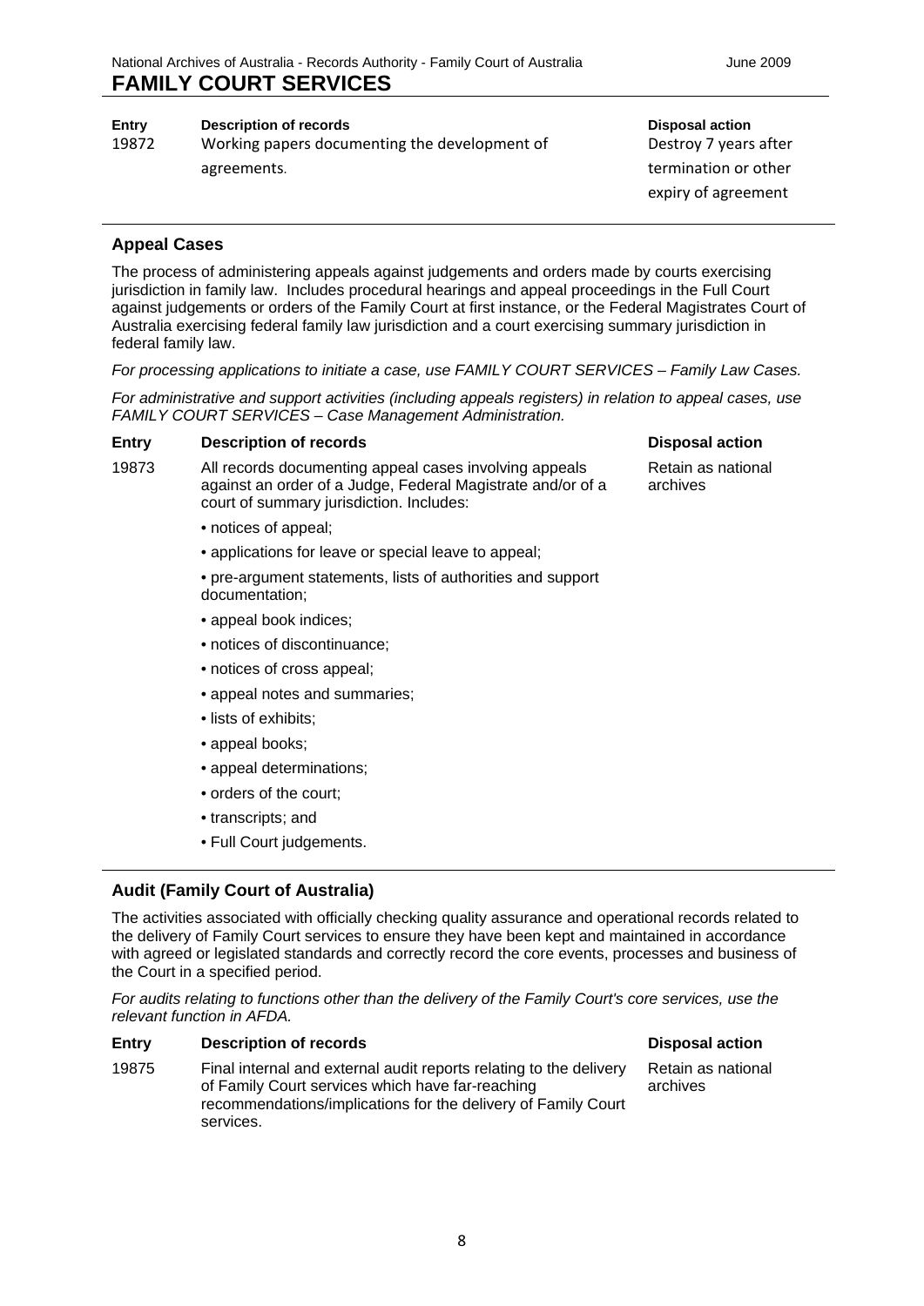## FAMILY COURT SERVICES

| Entry | Description of records | Disposal action |
|---|---|---|
| 19872 | Working papers documenting the development of agreements. | Destroy 7 years after termination or other expiry of agreement |

### Appeal Cases

The process of administering appeals against judgements and orders made by courts exercising jurisdiction in family law. Includes procedural hearings and appeal proceedings in the Full Court against judgements or orders of the Family Court at first instance, or the Federal Magistrates Court of Australia exercising federal family law jurisdiction and a court exercising summary jurisdiction in federal family law.

*For processing applications to initiate a case, use FAMILY COURT SERVICES – Family Law Cases.*

*For administrative and support activities (including appeals registers) in relation to appeal cases, use FAMILY COURT SERVICES – Case Management Administration.*

| Entry | Description of records | Disposal action |
|---|---|---|
| 19873 | All records documenting appeal cases involving appeals against an order of a Judge, Federal Magistrate and/or of a court of summary jurisdiction. Includes:<br>• notices of appeal;<br>• applications for leave or special leave to appeal;<br>• pre-argument statements, lists of authorities and support documentation;<br>• appeal book indices;<br>• notices of discontinuance;<br>• notices of cross appeal;<br>• appeal notes and summaries;<br>• lists of exhibits;<br>• appeal books;<br>• appeal determinations;<br>• orders of the court;<br>• transcripts; and<br>• Full Court judgements. | Retain as national archives |

### Audit (Family Court of Australia)

The activities associated with officially checking quality assurance and operational records related to the delivery of Family Court services to ensure they have been kept and maintained in accordance with agreed or legislated standards and correctly record the core events, processes and business of the Court in a specified period.

*For audits relating to functions other than the delivery of the Family Court's core services, use the relevant function in AFDA.*

| Entry | Description of records | Disposal action |
|---|---|---|
| 19875 | Final internal and external audit reports relating to the delivery of Family Court services which have far-reaching recommendations/implications for the delivery of Family Court services. | Retain as national archives |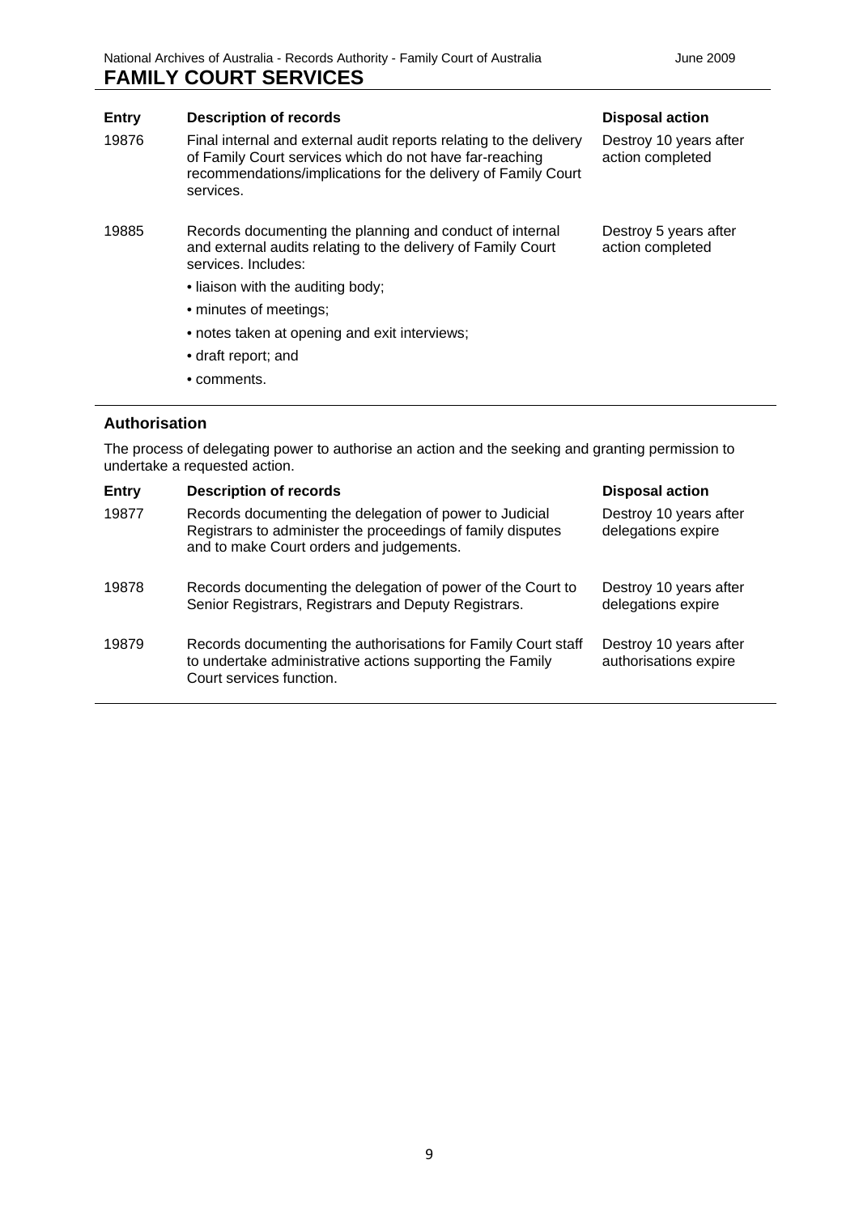| Entry | Description of records | Disposal action |
|---|---|---|
| 19876 | Final internal and external audit reports relating to the delivery of Family Court services which do not have far-reaching recommendations/implications for the delivery of Family Court services. | Destroy 10 years after action completed |
| 19885 | Records documenting the planning and conduct of internal and external audits relating to the delivery of Family Court services. Includes:<br>• liaison with the auditing body;<br>• minutes of meetings;<br>• notes taken at opening and exit interviews;<br>• draft report; and<br>• comments. | Destroy 5 years after action completed |

## Authorisation

The process of delegating power to authorise an action and the seeking and granting permission to undertake a requested action.

| Entry | Description of records | Disposal action |
|---|---|---|
| 19877 | Records documenting the delegation of power to Judicial Registrars to administer the proceedings of family disputes and to make Court orders and judgements. | Destroy 10 years after delegations expire |
| 19878 | Records documenting the delegation of power of the Court to Senior Registrars, Registrars and Deputy Registrars. | Destroy 10 years after delegations expire |
| 19879 | Records documenting the authorisations for Family Court staff to undertake administrative actions supporting the Family Court services function. | Destroy 10 years after authorisations expire |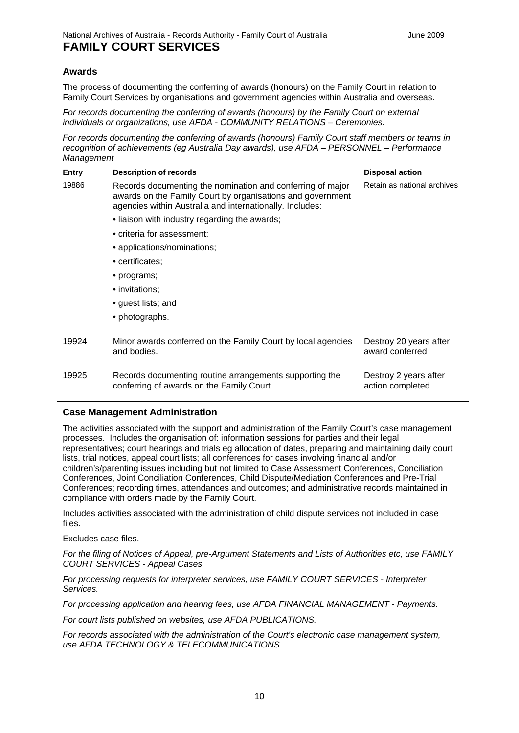# FAMILY COURT SERVICES

## Awards

The process of documenting the conferring of awards (honours) on the Family Court in relation to Family Court Services by organisations and government agencies within Australia and overseas.

*For records documenting the conferring of awards (honours) by the Family Court on external individuals or organizations, use AFDA - COMMUNITY RELATIONS – Ceremonies.*

*For records documenting the conferring of awards (honours) Family Court staff members or teams in recognition of achievements (eg Australia Day awards), use AFDA – PERSONNEL – Performance Management*

| Entry | Description of records | Disposal action |
|---|---|---|
| 19886 | Records documenting the nomination and conferring of major awards on the Family Court by organisations and government agencies within Australia and internationally. Includes:<br>• liaison with industry regarding the awards;<br>• criteria for assessment;<br>• applications/nominations;<br>• certificates;<br>• programs;<br>• invitations;<br>• guest lists; and<br>• photographs. | Retain as national archives |
| 19924 | Minor awards conferred on the Family Court by local agencies and bodies. | Destroy 20 years after award conferred |
| 19925 | Records documenting routine arrangements supporting the conferring of awards on the Family Court. | Destroy 2 years after action completed |

## Case Management Administration

The activities associated with the support and administration of the Family Court's case management processes. Includes the organisation of: information sessions for parties and their legal representatives; court hearings and trials eg allocation of dates, preparing and maintaining daily court lists, trial notices, appeal court lists; all conferences for cases involving financial and/or children's/parenting issues including but not limited to Case Assessment Conferences, Conciliation Conferences, Joint Conciliation Conferences, Child Dispute/Mediation Conferences and Pre-Trial Conferences; recording times, attendances and outcomes; and administrative records maintained in compliance with orders made by the Family Court.

Includes activities associated with the administration of child dispute services not included in case files.

Excludes case files.

*For the filing of Notices of Appeal, pre-Argument Statements and Lists of Authorities etc, use FAMILY COURT SERVICES - Appeal Cases.*

*For processing requests for interpreter services, use FAMILY COURT SERVICES - Interpreter Services.*

*For processing application and hearing fees, use AFDA FINANCIAL MANAGEMENT - Payments.*

*For court lists published on websites, use AFDA PUBLICATIONS.*

*For records associated with the administration of the Court's electronic case management system, use AFDA TECHNOLOGY & TELECOMMUNICATIONS.*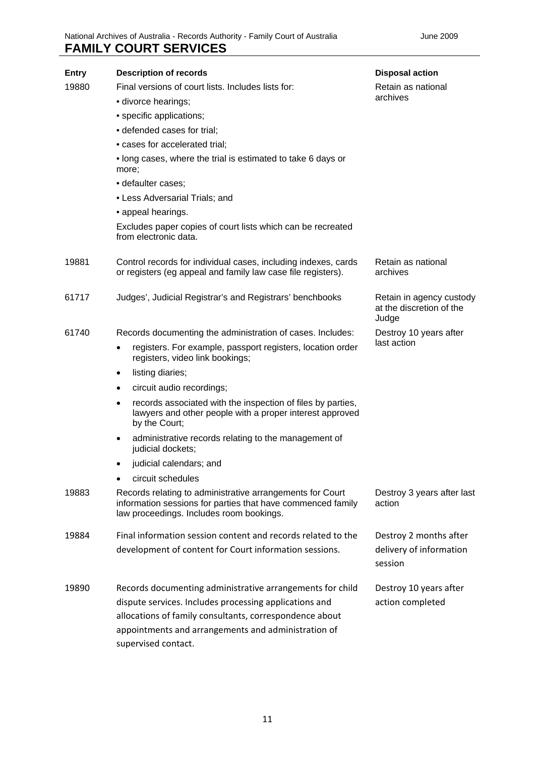## FAMILY COURT SERVICES

| Entry | Description of records | Disposal action |
|---|---|---|
| 19880 | Final versions of court lists. Includes lists for:<br>• divorce hearings;<br>• specific applications;<br>• defended cases for trial;<br>• cases for accelerated trial;<br>• long cases, where the trial is estimated to take 6 days or more;<br>• defaulter cases;<br>• Less Adversarial Trials; and<br>• appeal hearings.<br>Excludes paper copies of court lists which can be recreated from electronic data. | Retain as national archives |
| 19881 | Control records for individual cases, including indexes, cards or registers (eg appeal and family law case file registers). | Retain as national archives |
| 61717 | Judges', Judicial Registrar's and Registrars' benchbooks | Retain in agency custody at the discretion of the Judge |
| 61740 | Records documenting the administration of cases. Includes:<br>• registers. For example, passport registers, location order registers, video link bookings;<br>• listing diaries;<br>• circuit audio recordings;<br>• records associated with the inspection of files by parties, lawyers and other people with a proper interest approved by the Court;<br>• administrative records relating to the management of judicial dockets;<br>• judicial calendars; and<br>• circuit schedules | Destroy 10 years after last action |
| 19883 | Records relating to administrative arrangements for Court information sessions for parties that have commenced family law proceedings. Includes room bookings. | Destroy 3 years after last action |
| 19884 | Final information session content and records related to the development of content for Court information sessions. | Destroy 2 months after delivery of information session |
| 19890 | Records documenting administrative arrangements for child dispute services. Includes processing applications and allocations of family consultants, correspondence about appointments and arrangements and administration of supervised contact. | Destroy 10 years after action completed |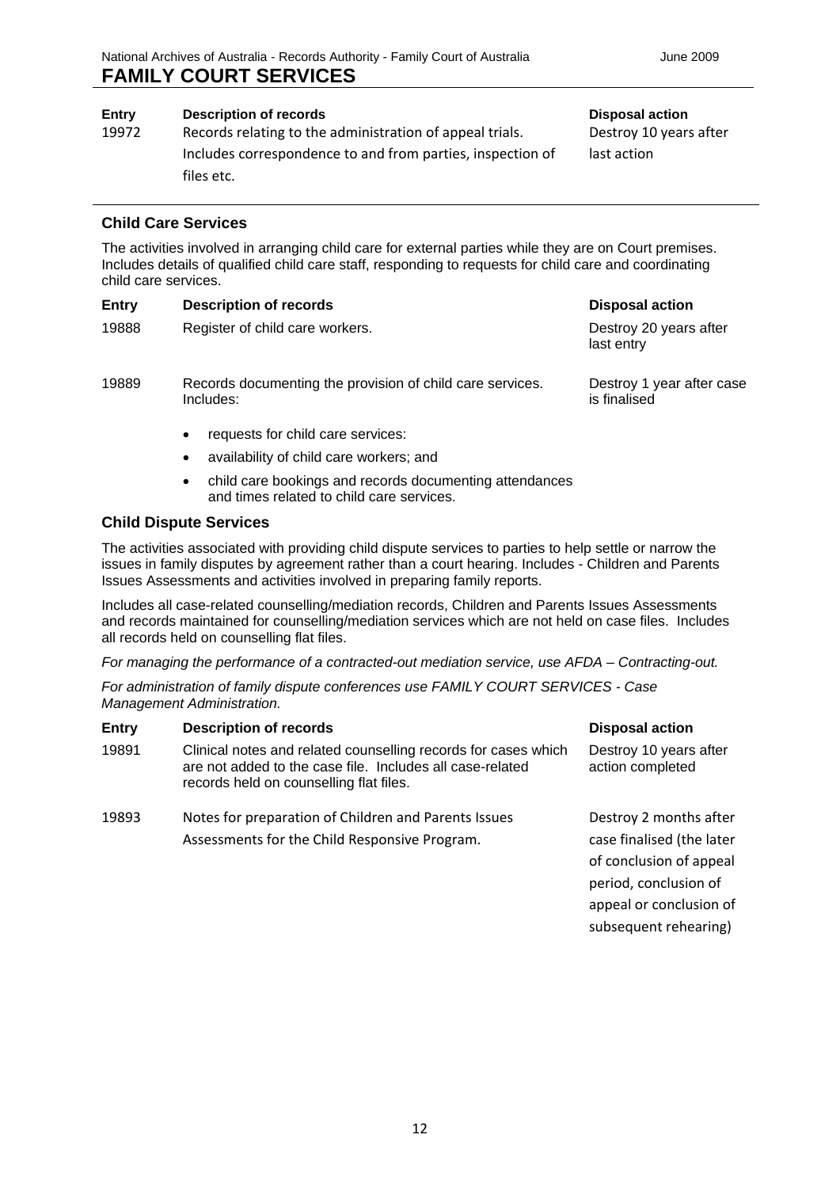## FAMILY COURT SERVICES

| Entry | Description of records | Disposal action |
|---|---|---|
| 19972 | Records relating to the administration of appeal trials. Includes correspondence to and from parties, inspection of files etc. | Destroy 10 years after last action |

### Child Care Services

The activities involved in arranging child care for external parties while they are on Court premises. Includes details of qualified child care staff, responding to requests for child care and coordinating child care services.

| Entry | Description of records | Disposal action |
|---|---|---|
| 19888 | Register of child care workers. | Destroy 20 years after last entry |
| 19889 | Records documenting the provision of child care services. Includes:<br>• requests for child care services:<br>• availability of child care workers; and<br>• child care bookings and records documenting attendances and times related to child care services. | Destroy 1 year after case is finalised |

### Child Dispute Services

The activities associated with providing child dispute services to parties to help settle or narrow the issues in family disputes by agreement rather than a court hearing. Includes - Children and Parents Issues Assessments and activities involved in preparing family reports.

Includes all case-related counselling/mediation records, Children and Parents Issues Assessments and records maintained for counselling/mediation services which are not held on case files. Includes all records held on counselling flat files.

*For managing the performance of a contracted-out mediation service, use AFDA – Contracting-out.*

*For administration of family dispute conferences use FAMILY COURT SERVICES - Case Management Administration.*

| Entry | Description of records | Disposal action |
|---|---|---|
| 19891 | Clinical notes and related counselling records for cases which are not added to the case file. Includes all case-related records held on counselling flat files. | Destroy 10 years after action completed |
| 19893 | Notes for preparation of Children and Parents Issues Assessments for the Child Responsive Program. | Destroy 2 months after case finalised (the later of conclusion of appeal period, conclusion of appeal or conclusion of subsequent rehearing) |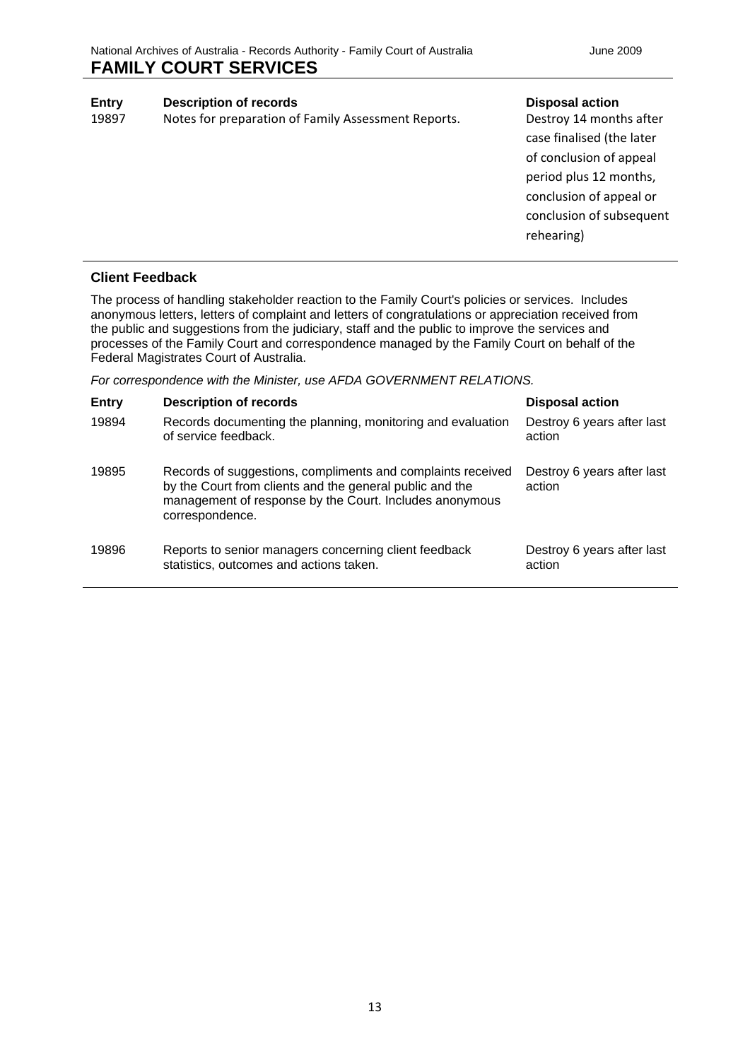## FAMILY COURT SERVICES

| Entry | Description of records | Disposal action |
|---|---|---|
| 19897 | Notes for preparation of Family Assessment Reports. | Destroy 14 months after case finalised (the later of conclusion of appeal period plus 12 months, conclusion of appeal or conclusion of subsequent rehearing) |

### Client Feedback

The process of handling stakeholder reaction to the Family Court's policies or services. Includes anonymous letters, letters of complaint and letters of congratulations or appreciation received from the public and suggestions from the judiciary, staff and the public to improve the services and processes of the Family Court and correspondence managed by the Family Court on behalf of the Federal Magistrates Court of Australia.

*For correspondence with the Minister, use AFDA GOVERNMENT RELATIONS.*

| Entry | Description of records | Disposal action |
|---|---|---|
| 19894 | Records documenting the planning, monitoring and evaluation of service feedback. | Destroy 6 years after last action |
| 19895 | Records of suggestions, compliments and complaints received by the Court from clients and the general public and the management of response by the Court. Includes anonymous correspondence. | Destroy 6 years after last action |
| 19896 | Reports to senior managers concerning client feedback statistics, outcomes and actions taken. | Destroy 6 years after last action |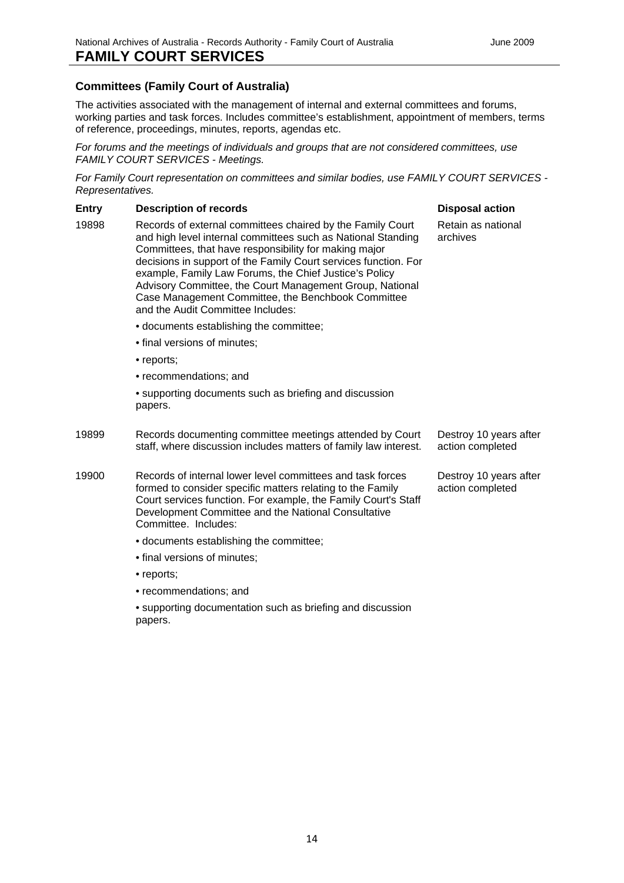# FAMILY COURT SERVICES

### Committees (Family Court of Australia)

The activities associated with the management of internal and external committees and forums, working parties and task forces. Includes committee's establishment, appointment of members, terms of reference, proceedings, minutes, reports, agendas etc.

*For forums and the meetings of individuals and groups that are not considered committees, use FAMILY COURT SERVICES - Meetings.*

*For Family Court representation on committees and similar bodies, use FAMILY COURT SERVICES - Representatives.*

| Entry | Description of records | Disposal action |
|---|---|---|
| 19898 | Records of external committees chaired by the Family Court and high level internal committees such as National Standing Committees, that have responsibility for making major decisions in support of the Family Court services function. For example, Family Law Forums, the Chief Justice's Policy Advisory Committee, the Court Management Group, National Case Management Committee, the Benchbook Committee and the Audit Committee Includes:<br>• documents establishing the committee;<br>• final versions of minutes;<br>• reports;<br>• recommendations; and<br>• supporting documents such as briefing and discussion papers. | Retain as national archives |
| 19899 | Records documenting committee meetings attended by Court staff, where discussion includes matters of family law interest. | Destroy 10 years after action completed |
| 19900 | Records of internal lower level committees and task forces formed to consider specific matters relating to the Family Court services function. For example, the Family Court's Staff Development Committee and the National Consultative Committee. Includes:<br>• documents establishing the committee;<br>• final versions of minutes;<br>• reports;<br>• recommendations; and<br>• supporting documentation such as briefing and discussion papers. | Destroy 10 years after action completed |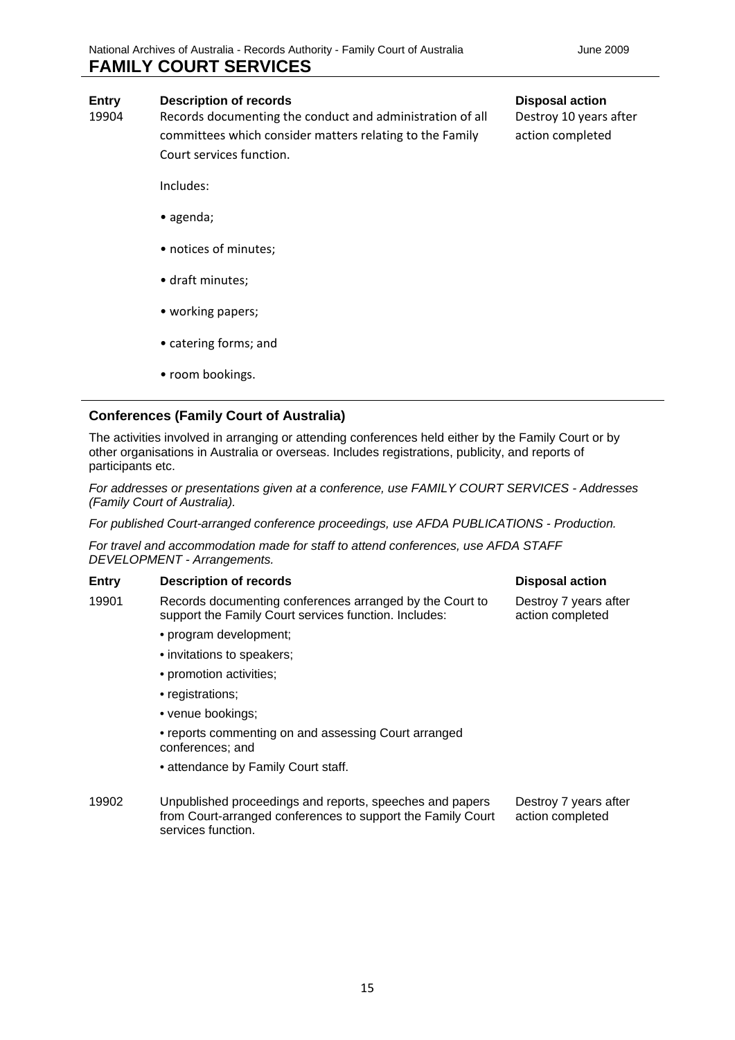## FAMILY COURT SERVICES

| Entry | Description of records | Disposal action |
|---|---|---|
| 19904 | Records documenting the conduct and administration of all committees which consider matters relating to the Family Court services function.<br><br>Includes:<br><br>• agenda;<br><br>• notices of minutes;<br><br>• draft minutes;<br><br>• working papers;<br><br>• catering forms; and<br><br>• room bookings. | Destroy 10 years after action completed |

### Conferences (Family Court of Australia)

The activities involved in arranging or attending conferences held either by the Family Court or by other organisations in Australia or overseas. Includes registrations, publicity, and reports of participants etc.

*For addresses or presentations given at a conference, use FAMILY COURT SERVICES - Addresses (Family Court of Australia).*

*For published Court-arranged conference proceedings, use AFDA PUBLICATIONS - Production.*

*For travel and accommodation made for staff to attend conferences, use AFDA STAFF DEVELOPMENT - Arrangements.*

| Entry | Description of records | Disposal action |
|---|---|---|
| 19901 | Records documenting conferences arranged by the Court to support the Family Court services function. Includes:<br>• program development;<br>• invitations to speakers;<br>• promotion activities;<br>• registrations;<br>• venue bookings;<br>• reports commenting on and assessing Court arranged conferences; and<br>• attendance by Family Court staff. | Destroy 7 years after action completed |
| 19902 | Unpublished proceedings and reports, speeches and papers from Court-arranged conferences to support the Family Court services function. | Destroy 7 years after action completed |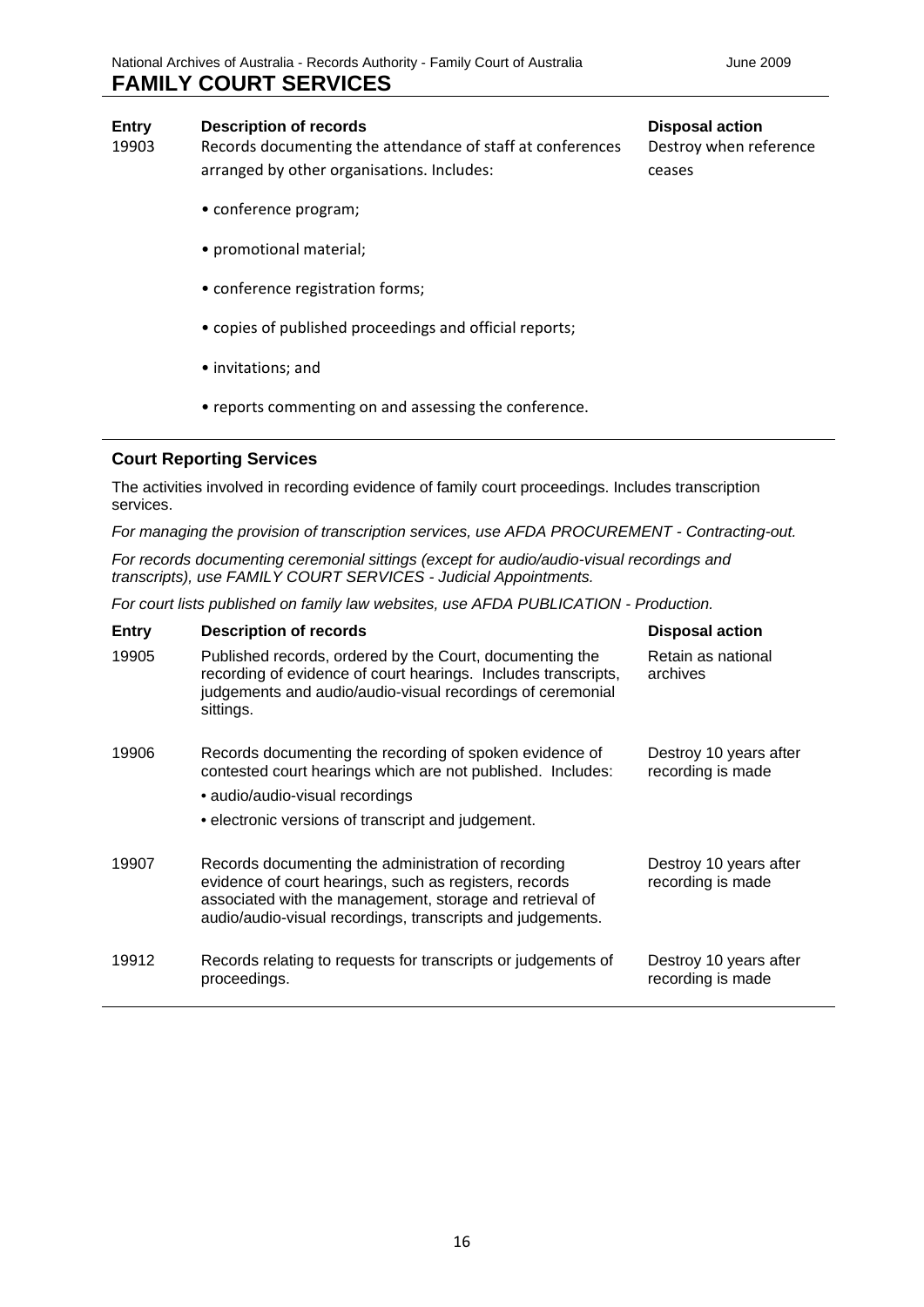## FAMILY COURT SERVICES

| Entry | Description of records | Disposal action |
| --- | --- | --- |
| 19903 | Records documenting the attendance of staff at conferences arranged by other organisations. Includes:<br>• conference program;<br>• promotional material;<br>• conference registration forms;<br>• copies of published proceedings and official reports;<br>• invitations; and<br>• reports commenting on and assessing the conference. | Destroy when reference ceases |

### Court Reporting Services

The activities involved in recording evidence of family court proceedings. Includes transcription services.

*For managing the provision of transcription services, use AFDA PROCUREMENT - Contracting-out.*

*For records documenting ceremonial sittings (except for audio/audio-visual recordings and transcripts), use FAMILY COURT SERVICES - Judicial Appointments.*

*For court lists published on family law websites, use AFDA PUBLICATION - Production.*

| Entry | Description of records | Disposal action |
| --- | --- | --- |
| 19905 | Published records, ordered by the Court, documenting the recording of evidence of court hearings. Includes transcripts, judgements and audio/audio-visual recordings of ceremonial sittings. | Retain as national archives |
| 19906 | Records documenting the recording of spoken evidence of contested court hearings which are not published. Includes:<br>• audio/audio-visual recordings<br>• electronic versions of transcript and judgement. | Destroy 10 years after recording is made |
| 19907 | Records documenting the administration of recording evidence of court hearings, such as registers, records associated with the management, storage and retrieval of audio/audio-visual recordings, transcripts and judgements. | Destroy 10 years after recording is made |
| 19912 | Records relating to requests for transcripts or judgements of proceedings. | Destroy 10 years after recording is made |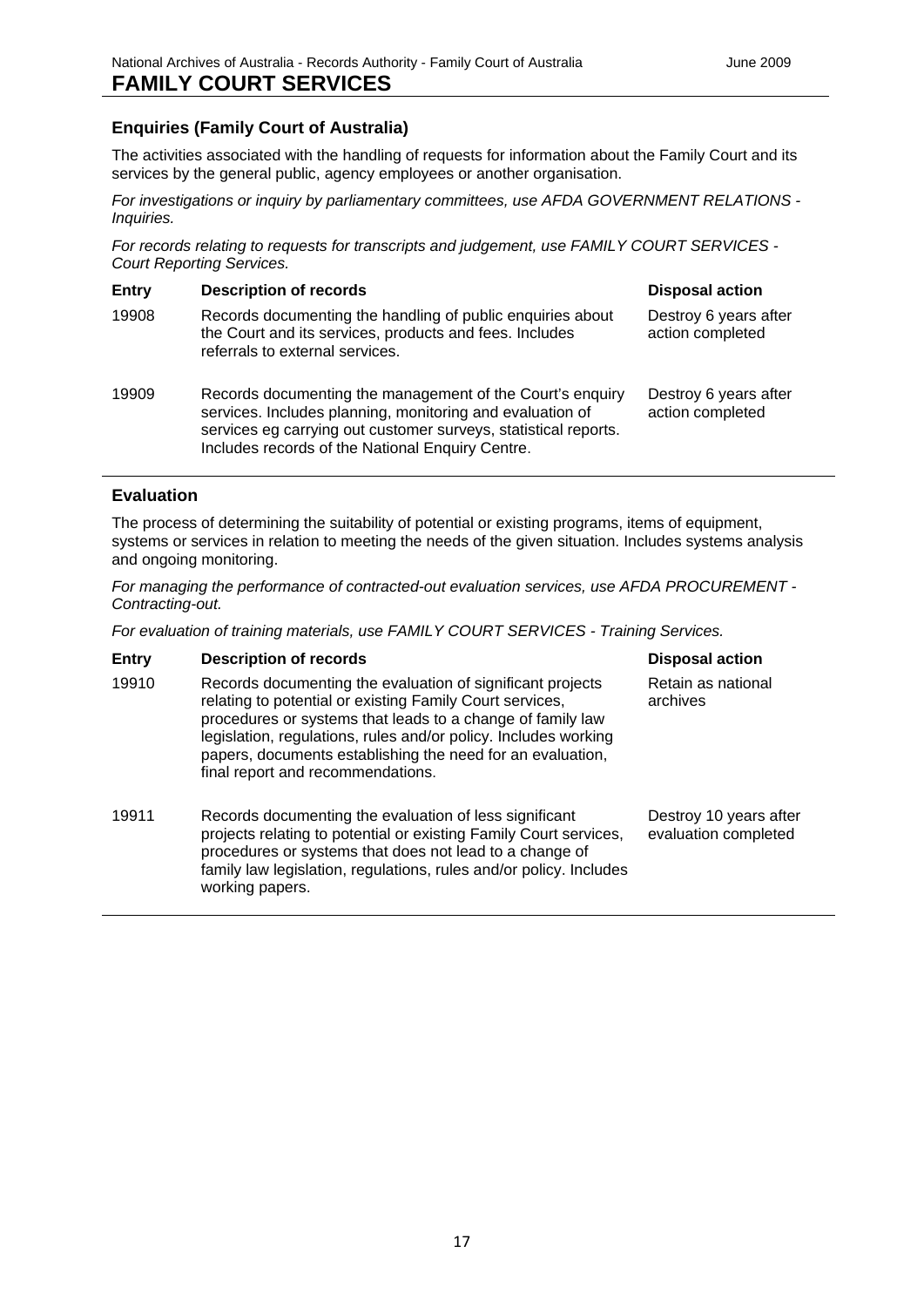# FAMILY COURT SERVICES

## Enquiries (Family Court of Australia)

The activities associated with the handling of requests for information about the Family Court and its services by the general public, agency employees or another organisation.

*For investigations or inquiry by parliamentary committees, use AFDA GOVERNMENT RELATIONS - Inquiries.*

*For records relating to requests for transcripts and judgement, use FAMILY COURT SERVICES - Court Reporting Services.*

| Entry | Description of records | Disposal action |
|---|---|---|
| 19908 | Records documenting the handling of public enquiries about the Court and its services, products and fees. Includes referrals to external services. | Destroy 6 years after action completed |
| 19909 | Records documenting the management of the Court's enquiry services. Includes planning, monitoring and evaluation of services eg carrying out customer surveys, statistical reports. Includes records of the National Enquiry Centre. | Destroy 6 years after action completed |

## Evaluation

The process of determining the suitability of potential or existing programs, items of equipment, systems or services in relation to meeting the needs of the given situation. Includes systems analysis and ongoing monitoring.

*For managing the performance of contracted-out evaluation services, use AFDA PROCUREMENT - Contracting-out.*

*For evaluation of training materials, use FAMILY COURT SERVICES - Training Services.*

| Entry | Description of records | Disposal action |
|---|---|---|
| 19910 | Records documenting the evaluation of significant projects relating to potential or existing Family Court services, procedures or systems that leads to a change of family law legislation, regulations, rules and/or policy. Includes working papers, documents establishing the need for an evaluation, final report and recommendations. | Retain as national archives |
| 19911 | Records documenting the evaluation of less significant projects relating to potential or existing Family Court services, procedures or systems that does not lead to a change of family law legislation, regulations, rules and/or policy. Includes working papers. | Destroy 10 years after evaluation completed |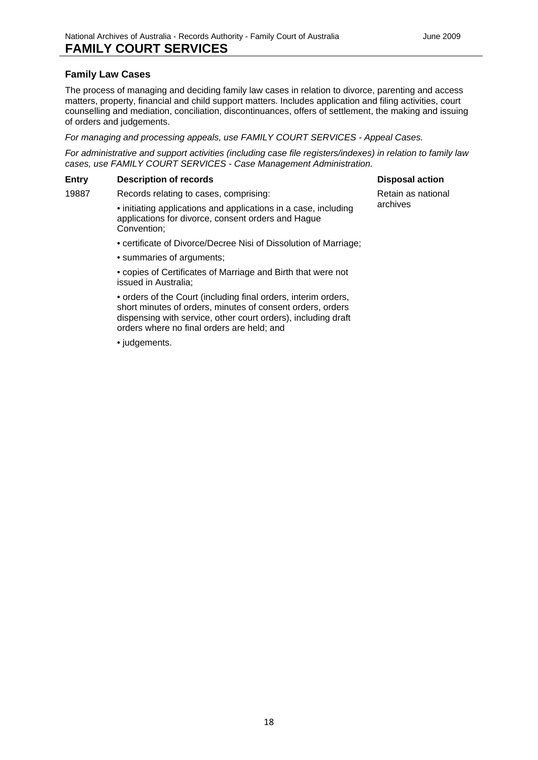# FAMILY COURT SERVICES

## Family Law Cases

The process of managing and deciding family law cases in relation to divorce, parenting and access matters, property, financial and child support matters. Includes application and filing activities, court counselling and mediation, conciliation, discontinuances, offers of settlement, the making and issuing of orders and judgements.

*For managing and processing appeals, use FAMILY COURT SERVICES - Appeal Cases.*

*For administrative and support activities (including case file registers/indexes) in relation to family law cases, use FAMILY COURT SERVICES - Case Management Administration.*

| Entry | Description of records | Disposal action |
|---|---|---|
| 19887 | Records relating to cases, comprising:<br><br>• initiating applications and applications in a case, including applications for divorce, consent orders and Hague Convention;<br><br>• certificate of Divorce/Decree Nisi of Dissolution of Marriage;<br><br>• summaries of arguments;<br><br>• copies of Certificates of Marriage and Birth that were not issued in Australia;<br><br>• orders of the Court (including final orders, interim orders, short minutes of orders, minutes of consent orders, orders dispensing with service, other court orders), including draft orders where no final orders are held; and<br><br>• judgements. | Retain as national archives |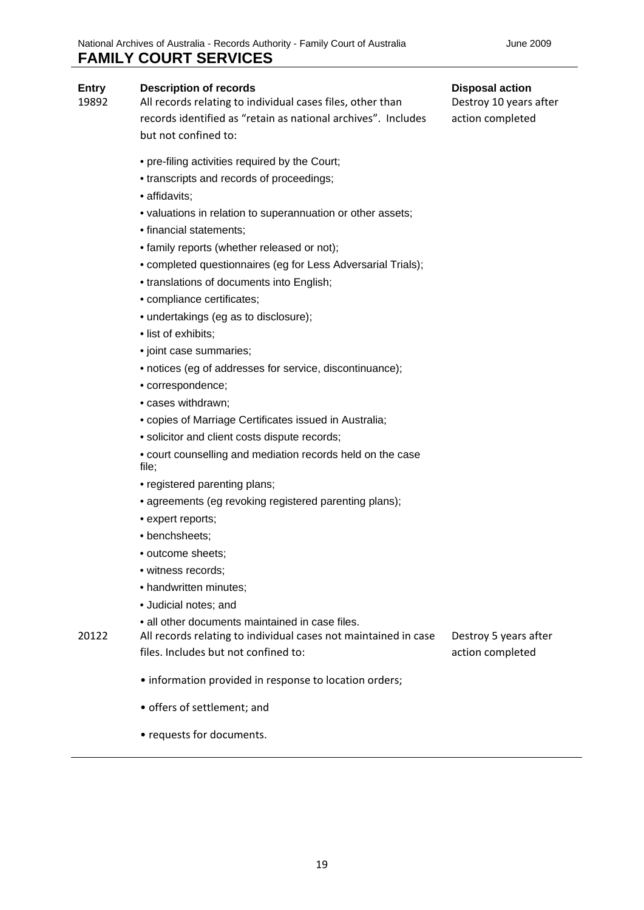# FAMILY COURT SERVICES

| Entry | Description of records | Disposal action |
|---|---|---|
| 19892 | All records relating to individual cases files, other than records identified as "retain as national archives". Includes but not confined to:<br><br>• pre-filing activities required by the Court;<br>• transcripts and records of proceedings;<br>• affidavits;<br>• valuations in relation to superannuation or other assets;<br>• financial statements;<br>• family reports (whether released or not);<br>• completed questionnaires (eg for Less Adversarial Trials);<br>• translations of documents into English;<br>• compliance certificates;<br>• undertakings (eg as to disclosure);<br>• list of exhibits;<br>• joint case summaries;<br>• notices (eg of addresses for service, discontinuance);<br>• correspondence;<br>• cases withdrawn;<br>• copies of Marriage Certificates issued in Australia;<br>• solicitor and client costs dispute records;<br>• court counselling and mediation records held on the case file;<br>• registered parenting plans;<br>• agreements (eg revoking registered parenting plans);<br>• expert reports;<br>• benchsheets;<br>• outcome sheets;<br>• witness records;<br>• handwritten minutes;<br>• Judicial notes; and<br>• all other documents maintained in case files. | Destroy 10 years after action completed |
| 20122 | All records relating to individual cases not maintained in case files. Includes but not confined to:<br><br>• information provided in response to location orders;<br>• offers of settlement; and<br>• requests for documents. | Destroy 5 years after action completed |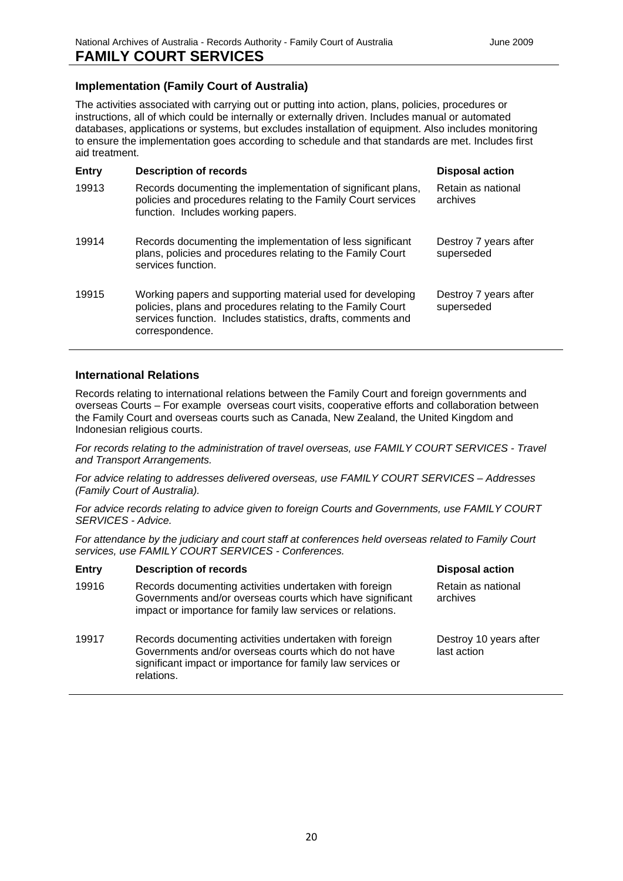# FAMILY COURT SERVICES

### Implementation (Family Court of Australia)

The activities associated with carrying out or putting into action, plans, policies, procedures or instructions, all of which could be internally or externally driven. Includes manual or automated databases, applications or systems, but excludes installation of equipment. Also includes monitoring to ensure the implementation goes according to schedule and that standards are met. Includes first aid treatment.

| Entry | Description of records | Disposal action |
| --- | --- | --- |
| 19913 | Records documenting the implementation of significant plans, policies and procedures relating to the Family Court services function. Includes working papers. | Retain as national archives |
| 19914 | Records documenting the implementation of less significant plans, policies and procedures relating to the Family Court services function. | Destroy 7 years after superseded |
| 19915 | Working papers and supporting material used for developing policies, plans and procedures relating to the Family Court services function. Includes statistics, drafts, comments and correspondence. | Destroy 7 years after superseded |

### International Relations

Records relating to international relations between the Family Court and foreign governments and overseas Courts – For example overseas court visits, cooperative efforts and collaboration between the Family Court and overseas courts such as Canada, New Zealand, the United Kingdom and Indonesian religious courts.

*For records relating to the administration of travel overseas, use FAMILY COURT SERVICES - Travel and Transport Arrangements.*

*For advice relating to addresses delivered overseas, use FAMILY COURT SERVICES – Addresses (Family Court of Australia).*

*For advice records relating to advice given to foreign Courts and Governments, use FAMILY COURT SERVICES - Advice.*

*For attendance by the judiciary and court staff at conferences held overseas related to Family Court services, use FAMILY COURT SERVICES - Conferences.*

| Entry | Description of records | Disposal action |
| --- | --- | --- |
| 19916 | Records documenting activities undertaken with foreign Governments and/or overseas courts which have significant impact or importance for family law services or relations. | Retain as national archives |
| 19917 | Records documenting activities undertaken with foreign Governments and/or overseas courts which do not have significant impact or importance for family law services or relations. | Destroy 10 years after last action |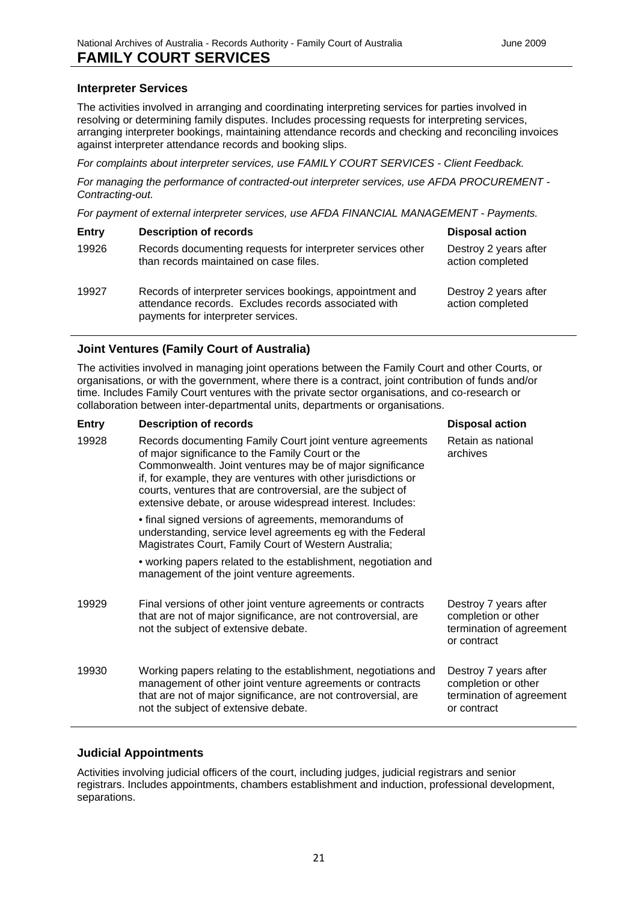## FAMILY COURT SERVICES

### Interpreter Services

The activities involved in arranging and coordinating interpreting services for parties involved in resolving or determining family disputes. Includes processing requests for interpreting services, arranging interpreter bookings, maintaining attendance records and checking and reconciling invoices against interpreter attendance records and booking slips.

*For complaints about interpreter services, use FAMILY COURT SERVICES - Client Feedback.*

*For managing the performance of contracted-out interpreter services, use AFDA PROCUREMENT - Contracting-out.*

*For payment of external interpreter services, use AFDA FINANCIAL MANAGEMENT - Payments.*

| Entry | Description of records | Disposal action |
|---|---|---|
| 19926 | Records documenting requests for interpreter services other than records maintained on case files. | Destroy 2 years after action completed |
| 19927 | Records of interpreter services bookings, appointment and attendance records. Excludes records associated with payments for interpreter services. | Destroy 2 years after action completed |

### Joint Ventures (Family Court of Australia)

The activities involved in managing joint operations between the Family Court and other Courts, or organisations, or with the government, where there is a contract, joint contribution of funds and/or time. Includes Family Court ventures with the private sector organisations, and co-research or collaboration between inter-departmental units, departments or organisations.

| Entry | Description of records | Disposal action |
|---|---|---|
| 19928 | Records documenting Family Court joint venture agreements of major significance to the Family Court or the Commonwealth. Joint ventures may be of major significance if, for example, they are ventures with other jurisdictions or courts, ventures that are controversial, are the subject of extensive debate, or arouse widespread interest. Includes:<br>• final signed versions of agreements, memorandums of understanding, service level agreements eg with the Federal Magistrates Court, Family Court of Western Australia;<br>• working papers related to the establishment, negotiation and management of the joint venture agreements. | Retain as national archives |
| 19929 | Final versions of other joint venture agreements or contracts that are not of major significance, are not controversial, are not the subject of extensive debate. | Destroy 7 years after completion or other termination of agreement or contract |
| 19930 | Working papers relating to the establishment, negotiations and management of other joint venture agreements or contracts that are not of major significance, are not controversial, are not the subject of extensive debate. | Destroy 7 years after completion or other termination of agreement or contract |

### Judicial Appointments

Activities involving judicial officers of the court, including judges, judicial registrars and senior registrars. Includes appointments, chambers establishment and induction, professional development, separations.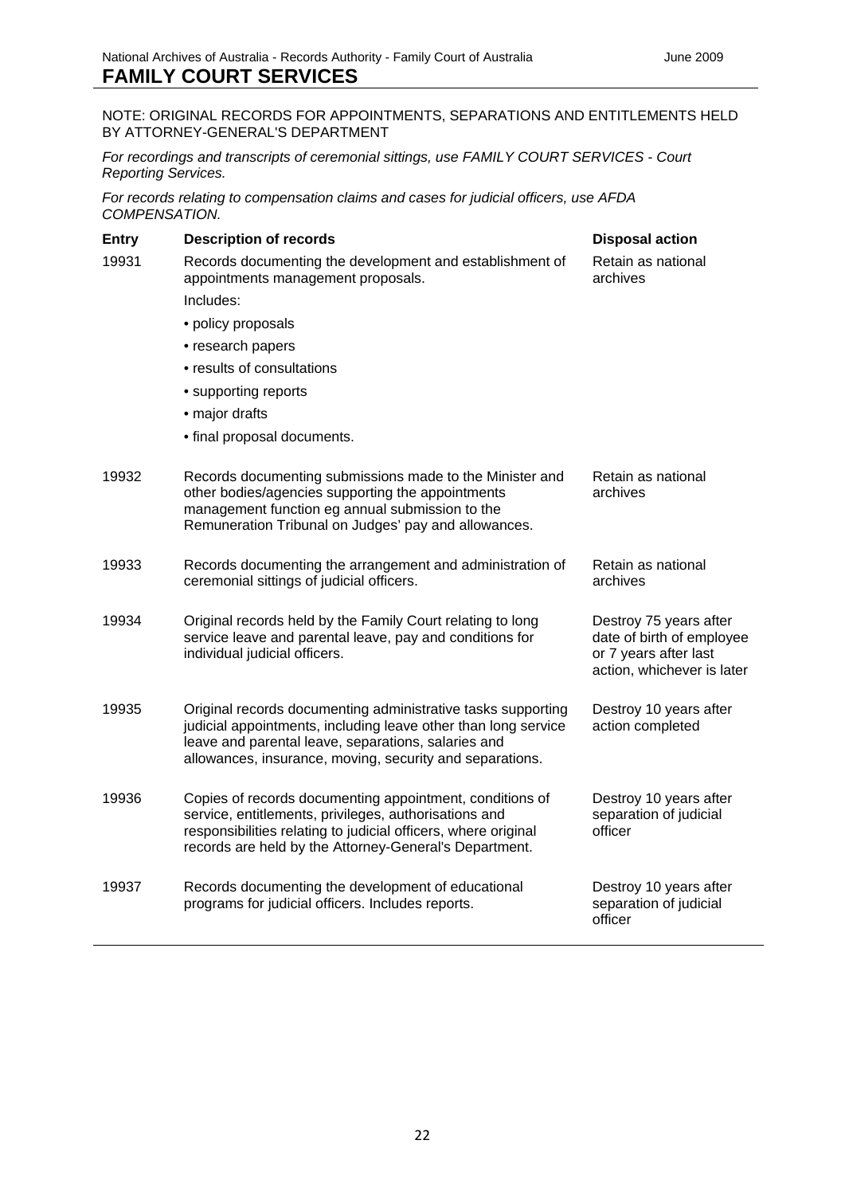# FAMILY COURT SERVICES

NOTE: ORIGINAL RECORDS FOR APPOINTMENTS, SEPARATIONS AND ENTITLEMENTS HELD BY ATTORNEY-GENERAL'S DEPARTMENT

*For recordings and transcripts of ceremonial sittings, use FAMILY COURT SERVICES - Court Reporting Services.*

*For records relating to compensation claims and cases for judicial officers, use AFDA COMPENSATION.*

| Entry | Description of records | Disposal action |
|---|---|---|
| 19931 | Records documenting the development and establishment of appointments management proposals.<br>Includes:<br>• policy proposals<br>• research papers<br>• results of consultations<br>• supporting reports<br>• major drafts<br>• final proposal documents. | Retain as national archives |
| 19932 | Records documenting submissions made to the Minister and other bodies/agencies supporting the appointments management function eg annual submission to the Remuneration Tribunal on Judges' pay and allowances. | Retain as national archives |
| 19933 | Records documenting the arrangement and administration of ceremonial sittings of judicial officers. | Retain as national archives |
| 19934 | Original records held by the Family Court relating to long service leave and parental leave, pay and conditions for individual judicial officers. | Destroy 75 years after date of birth of employee or 7 years after last action, whichever is later |
| 19935 | Original records documenting administrative tasks supporting judicial appointments, including leave other than long service leave and parental leave, separations, salaries and allowances, insurance, moving, security and separations. | Destroy 10 years after action completed |
| 19936 | Copies of records documenting appointment, conditions of service, entitlements, privileges, authorisations and responsibilities relating to judicial officers, where original records are held by the Attorney-General's Department. | Destroy 10 years after separation of judicial officer |
| 19937 | Records documenting the development of educational programs for judicial officers. Includes reports. | Destroy 10 years after separation of judicial officer |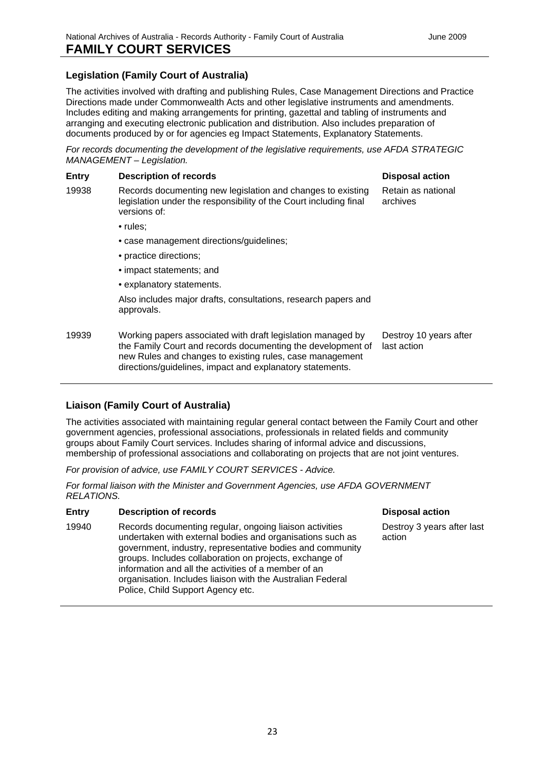# FAMILY COURT SERVICES

### Legislation (Family Court of Australia)

The activities involved with drafting and publishing Rules, Case Management Directions and Practice Directions made under Commonwealth Acts and other legislative instruments and amendments. Includes editing and making arrangements for printing, gazettal and tabling of instruments and arranging and executing electronic publication and distribution. Also includes preparation of documents produced by or for agencies eg Impact Statements, Explanatory Statements.

*For records documenting the development of the legislative requirements, use AFDA STRATEGIC MANAGEMENT – Legislation.*

| Entry | Description of records | Disposal action |
| --- | --- | --- |
| 19938 | Records documenting new legislation and changes to existing legislation under the responsibility of the Court including final versions of:<br>• rules;<br>• case management directions/guidelines;<br>• practice directions;<br>• impact statements; and<br>• explanatory statements.<br>Also includes major drafts, consultations, research papers and approvals. | Retain as national archives |
| 19939 | Working papers associated with draft legislation managed by the Family Court and records documenting the development of new Rules and changes to existing rules, case management directions/guidelines, impact and explanatory statements. | Destroy 10 years after last action |

### Liaison (Family Court of Australia)

The activities associated with maintaining regular general contact between the Family Court and other government agencies, professional associations, professionals in related fields and community groups about Family Court services. Includes sharing of informal advice and discussions, membership of professional associations and collaborating on projects that are not joint ventures.

*For provision of advice, use FAMILY COURT SERVICES - Advice.*

*For formal liaison with the Minister and Government Agencies, use AFDA GOVERNMENT RELATIONS.*

| Entry | Description of records | Disposal action |
| --- | --- | --- |
| 19940 | Records documenting regular, ongoing liaison activities undertaken with external bodies and organisations such as government, industry, representative bodies and community groups. Includes collaboration on projects, exchange of information and all the activities of a member of an organisation. Includes liaison with the Australian Federal Police, Child Support Agency etc. | Destroy 3 years after last action |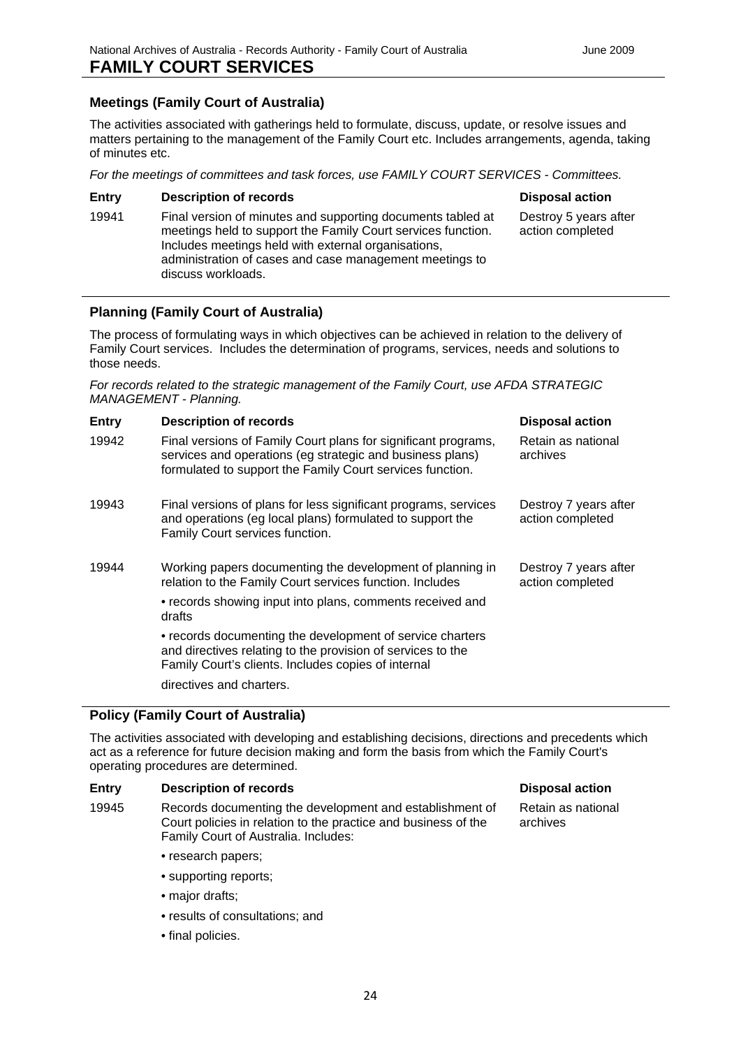# FAMILY COURT SERVICES

## Meetings (Family Court of Australia)

The activities associated with gatherings held to formulate, discuss, update, or resolve issues and matters pertaining to the management of the Family Court etc. Includes arrangements, agenda, taking of minutes etc.

*For the meetings of committees and task forces, use FAMILY COURT SERVICES - Committees.*

| Entry | Description of records | Disposal action |
|---|---|---|
| 19941 | Final version of minutes and supporting documents tabled at meetings held to support the Family Court services function. Includes meetings held with external organisations, administration of cases and case management meetings to discuss workloads. | Destroy 5 years after action completed |

## Planning (Family Court of Australia)

The process of formulating ways in which objectives can be achieved in relation to the delivery of Family Court services. Includes the determination of programs, services, needs and solutions to those needs.

*For records related to the strategic management of the Family Court, use AFDA STRATEGIC MANAGEMENT - Planning.*

| Entry | Description of records | Disposal action |
|---|---|---|
| 19942 | Final versions of Family Court plans for significant programs, services and operations (eg strategic and business plans) formulated to support the Family Court services function. | Retain as national archives |
| 19943 | Final versions of plans for less significant programs, services and operations (eg local plans) formulated to support the Family Court services function. | Destroy 7 years after action completed |
| 19944 | Working papers documenting the development of planning in relation to the Family Court services function. Includes<br>• records showing input into plans, comments received and drafts<br>• records documenting the development of service charters and directives relating to the provision of services to the Family Court's clients. Includes copies of internal directives and charters. | Destroy 7 years after action completed |

## Policy (Family Court of Australia)

The activities associated with developing and establishing decisions, directions and precedents which act as a reference for future decision making and form the basis from which the Family Court's operating procedures are determined.

| Entry | Description of records | Disposal action |
|---|---|---|
| 19945 | Records documenting the development and establishment of Court policies in relation to the practice and business of the Family Court of Australia. Includes:<br>• research papers;<br>• supporting reports;<br>• major drafts;<br>• results of consultations; and<br>• final policies. | Retain as national archives |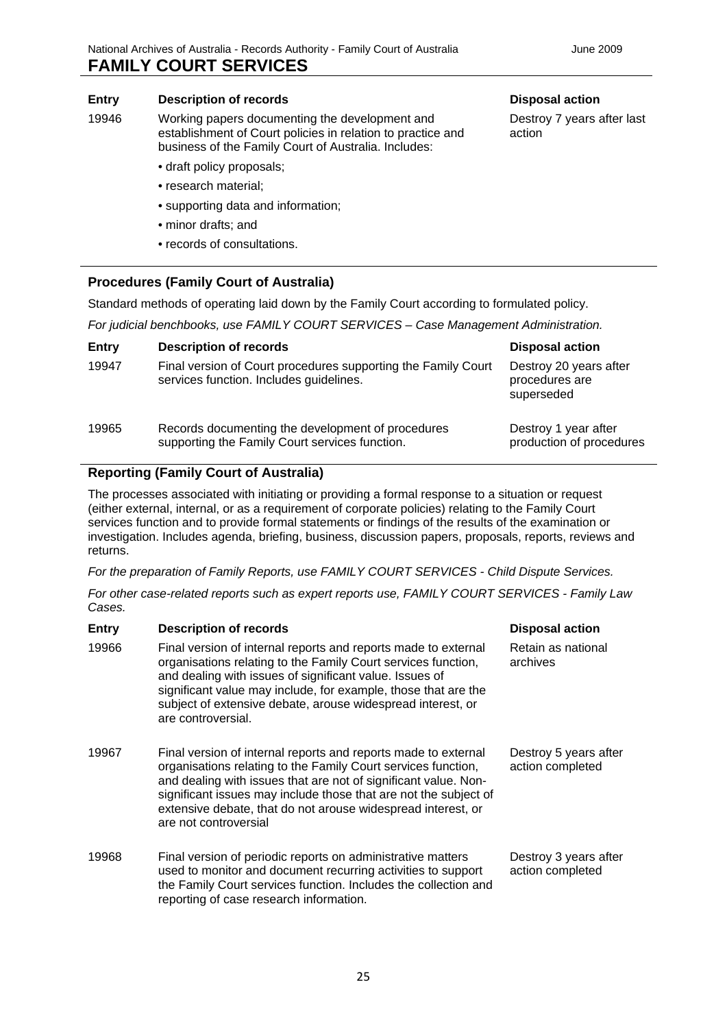## FAMILY COURT SERVICES

| Entry | Description of records | Disposal action |
|---|---|---|
| 19946 | Working papers documenting the development and establishment of Court policies in relation to practice and business of the Family Court of Australia. Includes:<br>• draft policy proposals;<br>• research material;<br>• supporting data and information;<br>• minor drafts; and<br>• records of consultations. | Destroy 7 years after last action |

### Procedures (Family Court of Australia)

Standard methods of operating laid down by the Family Court according to formulated policy.

*For judicial benchbooks, use FAMILY COURT SERVICES – Case Management Administration.*

| Entry | Description of records | Disposal action |
|---|---|---|
| 19947 | Final version of Court procedures supporting the Family Court services function. Includes guidelines. | Destroy 20 years after procedures are superseded |
| 19965 | Records documenting the development of procedures supporting the Family Court services function. | Destroy 1 year after production of procedures |

### Reporting (Family Court of Australia)

The processes associated with initiating or providing a formal response to a situation or request (either external, internal, or as a requirement of corporate policies) relating to the Family Court services function and to provide formal statements or findings of the results of the examination or investigation. Includes agenda, briefing, business, discussion papers, proposals, reports, reviews and returns.

*For the preparation of Family Reports, use FAMILY COURT SERVICES - Child Dispute Services.*

*For other case-related reports such as expert reports use, FAMILY COURT SERVICES - Family Law Cases.*

| Entry | Description of records | Disposal action |
|---|---|---|
| 19966 | Final version of internal reports and reports made to external organisations relating to the Family Court services function, and dealing with issues of significant value. Issues of significant value may include, for example, those that are the subject of extensive debate, arouse widespread interest, or are controversial. | Retain as national archives |
| 19967 | Final version of internal reports and reports made to external organisations relating to the Family Court services function, and dealing with issues that are not of significant value. Non-significant issues may include those that are not the subject of extensive debate, that do not arouse widespread interest, or are not controversial | Destroy 5 years after action completed |
| 19968 | Final version of periodic reports on administrative matters used to monitor and document recurring activities to support the Family Court services function. Includes the collection and reporting of case research information. | Destroy 3 years after action completed |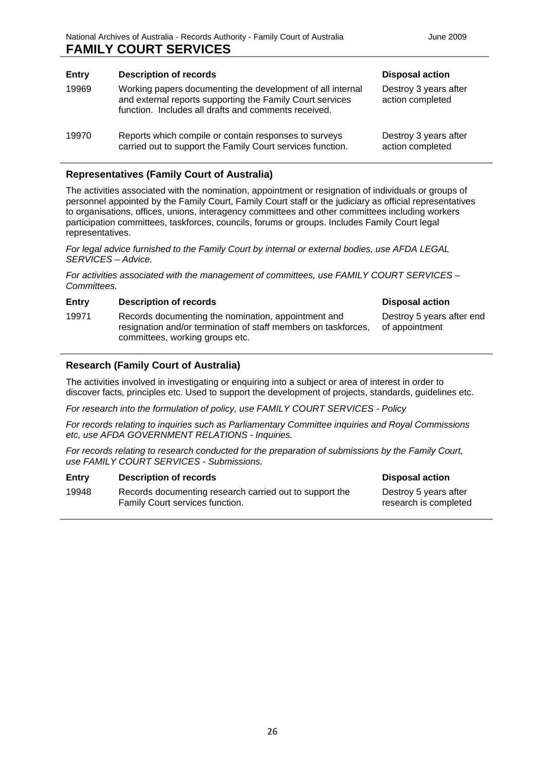## FAMILY COURT SERVICES

| Entry | Description of records | Disposal action |
|---|---|---|
| 19969 | Working papers documenting the development of all internal and external reports supporting the Family Court services function. Includes all drafts and comments received. | Destroy 3 years after action completed |
| 19970 | Reports which compile or contain responses to surveys carried out to support the Family Court services function. | Destroy 3 years after action completed |

### Representatives (Family Court of Australia)

The activities associated with the nomination, appointment or resignation of individuals or groups of personnel appointed by the Family Court, Family Court staff or the judiciary as official representatives to organisations, offices, unions, interagency committees and other committees including workers participation committees, taskforces, councils, forums or groups. Includes Family Court legal representatives.

*For legal advice furnished to the Family Court by internal or external bodies, use AFDA LEGAL SERVICES – Advice.*

*For activities associated with the management of committees, use FAMILY COURT SERVICES – Committees.*

| Entry | Description of records | Disposal action |
|---|---|---|
| 19971 | Records documenting the nomination, appointment and resignation and/or termination of staff members on taskforces, committees, working groups etc. | Destroy 5 years after end of appointment |

### Research (Family Court of Australia)

The activities involved in investigating or enquiring into a subject or area of interest in order to discover facts, principles etc. Used to support the development of projects, standards, guidelines etc.

*For research into the formulation of policy, use FAMILY COURT SERVICES - Policy*

*For records relating to inquiries such as Parliamentary Committee inquiries and Royal Commissions etc, use AFDA GOVERNMENT RELATIONS - Inquiries.*

*For records relating to research conducted for the preparation of submissions by the Family Court, use FAMILY COURT SERVICES - Submissions.*

| Entry | Description of records | Disposal action |
|---|---|---|
| 19948 | Records documenting research carried out to support the Family Court services function. | Destroy 5 years after research is completed |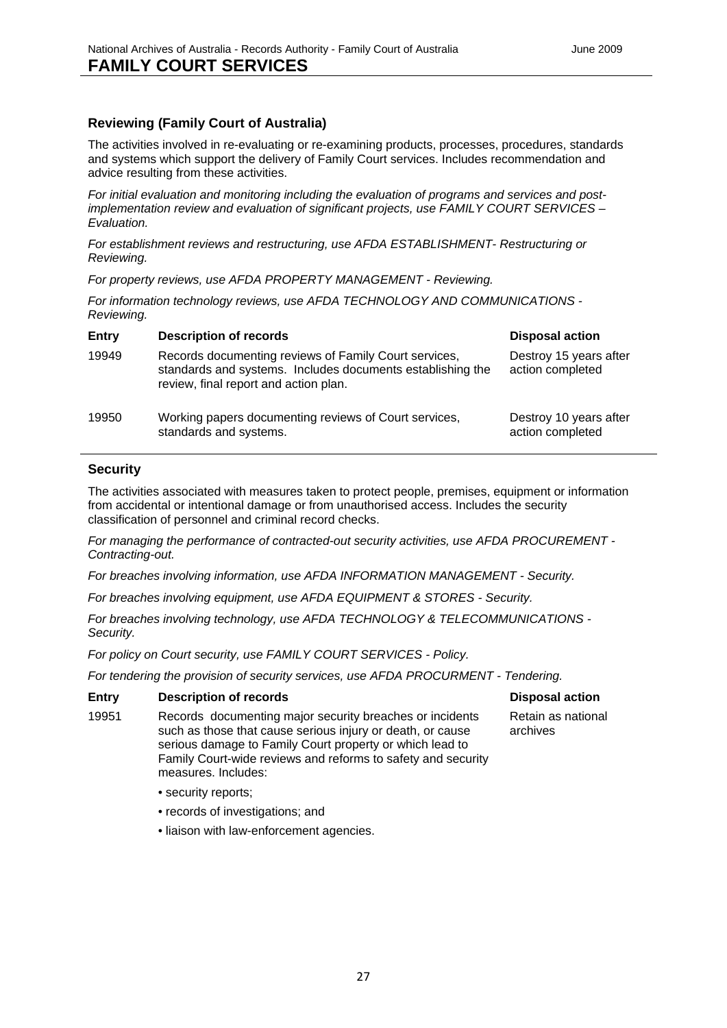# FAMILY COURT SERVICES

### Reviewing (Family Court of Australia)

The activities involved in re-evaluating or re-examining products, processes, procedures, standards and systems which support the delivery of Family Court services. Includes recommendation and advice resulting from these activities.

*For initial evaluation and monitoring including the evaluation of programs and services and post-implementation review and evaluation of significant projects, use FAMILY COURT SERVICES – Evaluation.*

*For establishment reviews and restructuring, use AFDA ESTABLISHMENT- Restructuring or Reviewing.*

*For property reviews, use AFDA PROPERTY MANAGEMENT - Reviewing.*

*For information technology reviews, use AFDA TECHNOLOGY AND COMMUNICATIONS - Reviewing.*

| Entry | Description of records | Disposal action |
|---|---|---|
| 19949 | Records documenting reviews of Family Court services, standards and systems. Includes documents establishing the review, final report and action plan. | Destroy 15 years after action completed |
| 19950 | Working papers documenting reviews of Court services, standards and systems. | Destroy 10 years after action completed |

### Security

The activities associated with measures taken to protect people, premises, equipment or information from accidental or intentional damage or from unauthorised access. Includes the security classification of personnel and criminal record checks.

*For managing the performance of contracted-out security activities, use AFDA PROCUREMENT - Contracting-out.*

*For breaches involving information, use AFDA INFORMATION MANAGEMENT - Security.*

*For breaches involving equipment, use AFDA EQUIPMENT & STORES - Security.*

*For breaches involving technology, use AFDA TECHNOLOGY & TELECOMMUNICATIONS - Security.*

*For policy on Court security, use FAMILY COURT SERVICES - Policy.*

*For tendering the provision of security services, use AFDA PROCURMENT - Tendering.*

| Entry | Description of records | Disposal action |
|---|---|---|
| 19951 | Records documenting major security breaches or incidents such as those that cause serious injury or death, or cause serious damage to Family Court property or which lead to Family Court-wide reviews and reforms to safety and security measures. Includes:<br>• security reports;<br>• records of investigations; and<br>• liaison with law-enforcement agencies. | Retain as national archives |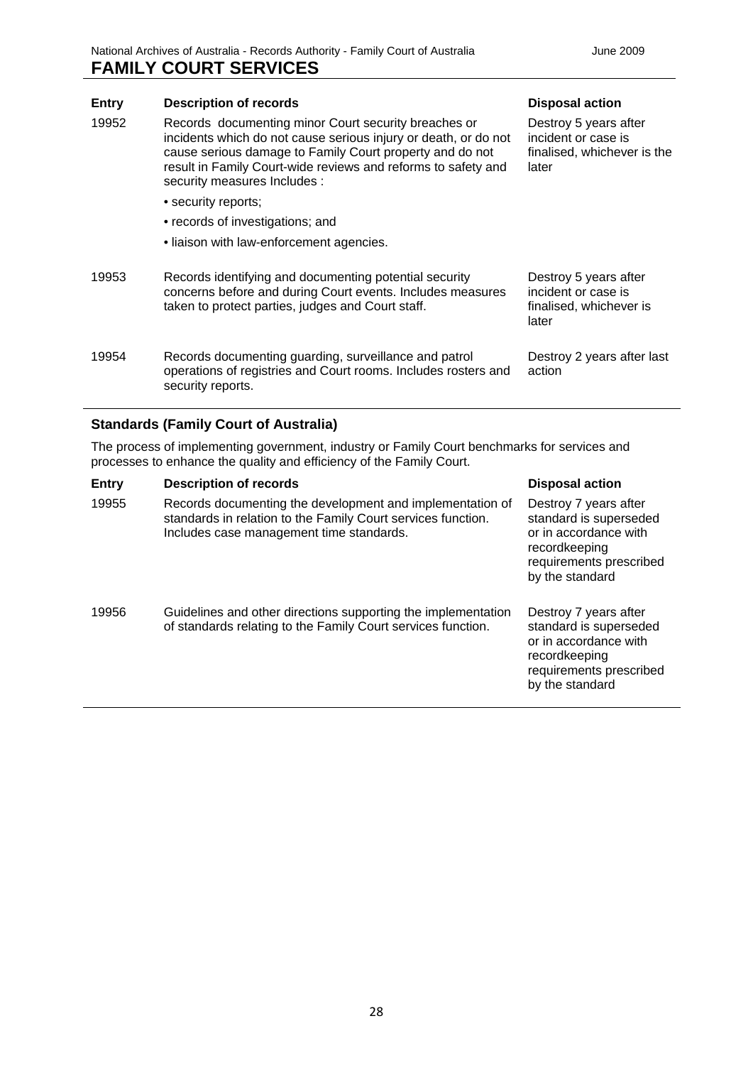## FAMILY COURT SERVICES

| Entry | Description of records | Disposal action |
|---|---|---|
| 19952 | Records documenting minor Court security breaches or incidents which do not cause serious injury or death, or do not cause serious damage to Family Court property and do not result in Family Court-wide reviews and reforms to safety and security measures Includes :<br>• security reports;<br>• records of investigations; and<br>• liaison with law-enforcement agencies. | Destroy 5 years after incident or case is finalised, whichever is the later |
| 19953 | Records identifying and documenting potential security concerns before and during Court events. Includes measures taken to protect parties, judges and Court staff. | Destroy 5 years after incident or case is finalised, whichever is later |
| 19954 | Records documenting guarding, surveillance and patrol operations of registries and Court rooms. Includes rosters and security reports. | Destroy 2 years after last action |

### Standards (Family Court of Australia)

The process of implementing government, industry or Family Court benchmarks for services and processes to enhance the quality and efficiency of the Family Court.

| Entry | Description of records | Disposal action |
|---|---|---|
| 19955 | Records documenting the development and implementation of standards in relation to the Family Court services function. Includes case management time standards. | Destroy 7 years after standard is superseded or in accordance with recordkeeping requirements prescribed by the standard |
| 19956 | Guidelines and other directions supporting the implementation of standards relating to the Family Court services function. | Destroy 7 years after standard is superseded or in accordance with recordkeeping requirements prescribed by the standard |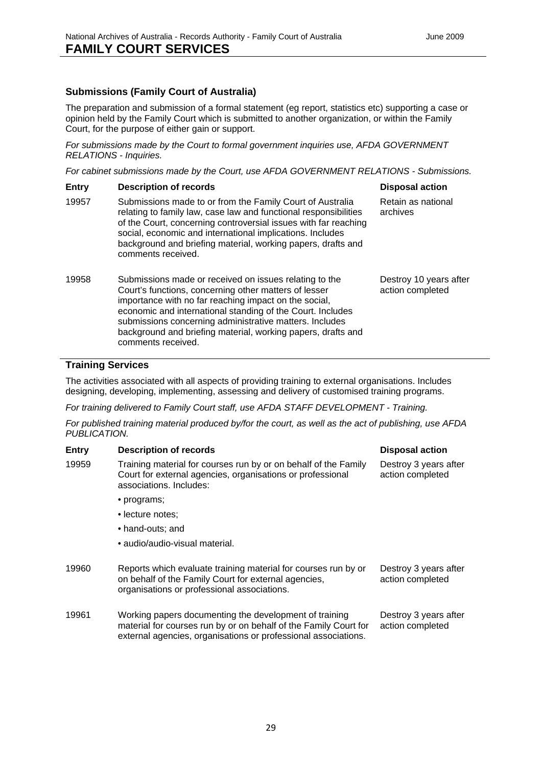# FAMILY COURT SERVICES

### Submissions (Family Court of Australia)

The preparation and submission of a formal statement (eg report, statistics etc) supporting a case or opinion held by the Family Court which is submitted to another organization, or within the Family Court, for the purpose of either gain or support.

*For submissions made by the Court to formal government inquiries use, AFDA GOVERNMENT RELATIONS - Inquiries.*

*For cabinet submissions made by the Court, use AFDA GOVERNMENT RELATIONS - Submissions.*

| Entry | Description of records | Disposal action |
|---|---|---|
| 19957 | Submissions made to or from the Family Court of Australia relating to family law, case law and functional responsibilities of the Court, concerning controversial issues with far reaching social, economic and international implications. Includes background and briefing material, working papers, drafts and comments received. | Retain as national archives |
| 19958 | Submissions made or received on issues relating to the Court's functions, concerning other matters of lesser importance with no far reaching impact on the social, economic and international standing of the Court. Includes submissions concerning administrative matters. Includes background and briefing material, working papers, drafts and comments received. | Destroy 10 years after action completed |

### Training Services

The activities associated with all aspects of providing training to external organisations. Includes designing, developing, implementing, assessing and delivery of customised training programs.

*For training delivered to Family Court staff, use AFDA STAFF DEVELOPMENT - Training.*

*For published training material produced by/for the court, as well as the act of publishing, use AFDA PUBLICATION.*

| Entry | Description of records | Disposal action |
|---|---|---|
| 19959 | Training material for courses run by or on behalf of the Family Court for external agencies, organisations or professional associations. Includes:<br>• programs;<br>• lecture notes;<br>• hand-outs; and<br>• audio/audio-visual material. | Destroy 3 years after action completed |
| 19960 | Reports which evaluate training material for courses run by or on behalf of the Family Court for external agencies, organisations or professional associations. | Destroy 3 years after action completed |
| 19961 | Working papers documenting the development of training material for courses run by or on behalf of the Family Court for external agencies, organisations or professional associations. | Destroy 3 years after action completed |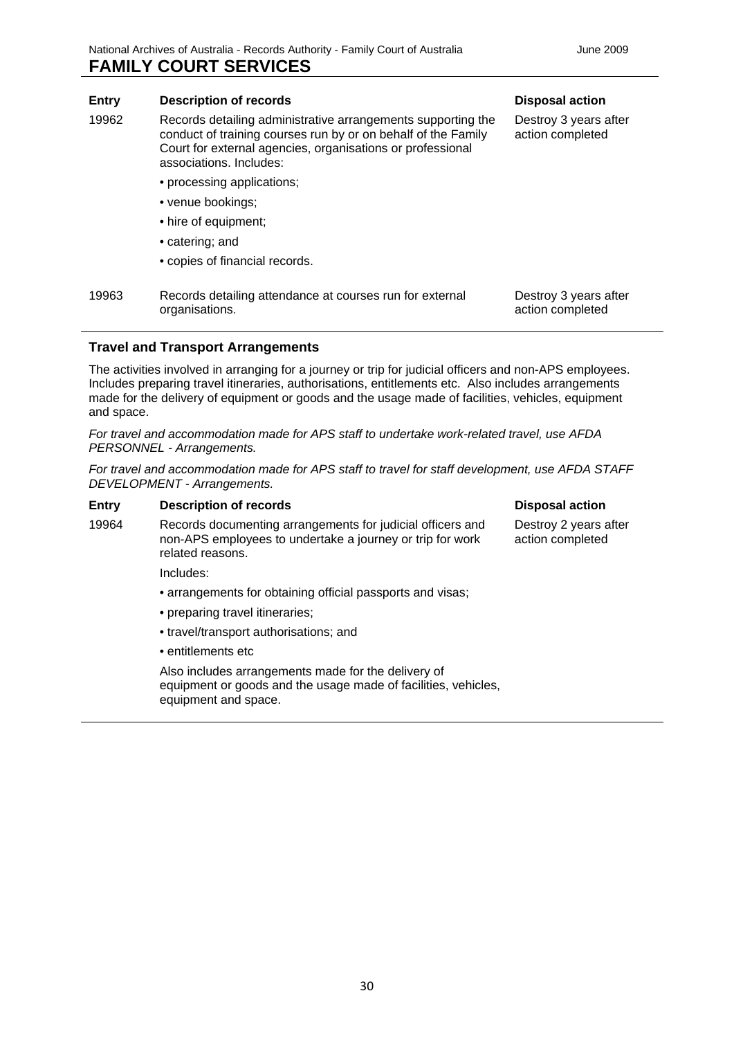## FAMILY COURT SERVICES

| Entry | Description of records | Disposal action |
|---|---|---|
| 19962 | Records detailing administrative arrangements supporting the conduct of training courses run by or on behalf of the Family Court for external agencies, organisations or professional associations. Includes:<br>• processing applications;<br>• venue bookings;<br>• hire of equipment;<br>• catering; and<br>• copies of financial records. | Destroy 3 years after action completed |
| 19963 | Records detailing attendance at courses run for external organisations. | Destroy 3 years after action completed |

### Travel and Transport Arrangements

The activities involved in arranging for a journey or trip for judicial officers and non-APS employees. Includes preparing travel itineraries, authorisations, entitlements etc. Also includes arrangements made for the delivery of equipment or goods and the usage made of facilities, vehicles, equipment and space.

*For travel and accommodation made for APS staff to undertake work-related travel, use AFDA PERSONNEL - Arrangements.*

*For travel and accommodation made for APS staff to travel for staff development, use AFDA STAFF DEVELOPMENT - Arrangements.*

| Entry | Description of records | Disposal action |
|---|---|---|
| 19964 | Records documenting arrangements for judicial officers and non-APS employees to undertake a journey or trip for work related reasons.<br>Includes:<br>• arrangements for obtaining official passports and visas;<br>• preparing travel itineraries;<br>• travel/transport authorisations; and<br>• entitlements etc<br>Also includes arrangements made for the delivery of equipment or goods and the usage made of facilities, vehicles, equipment and space. | Destroy 2 years after action completed |